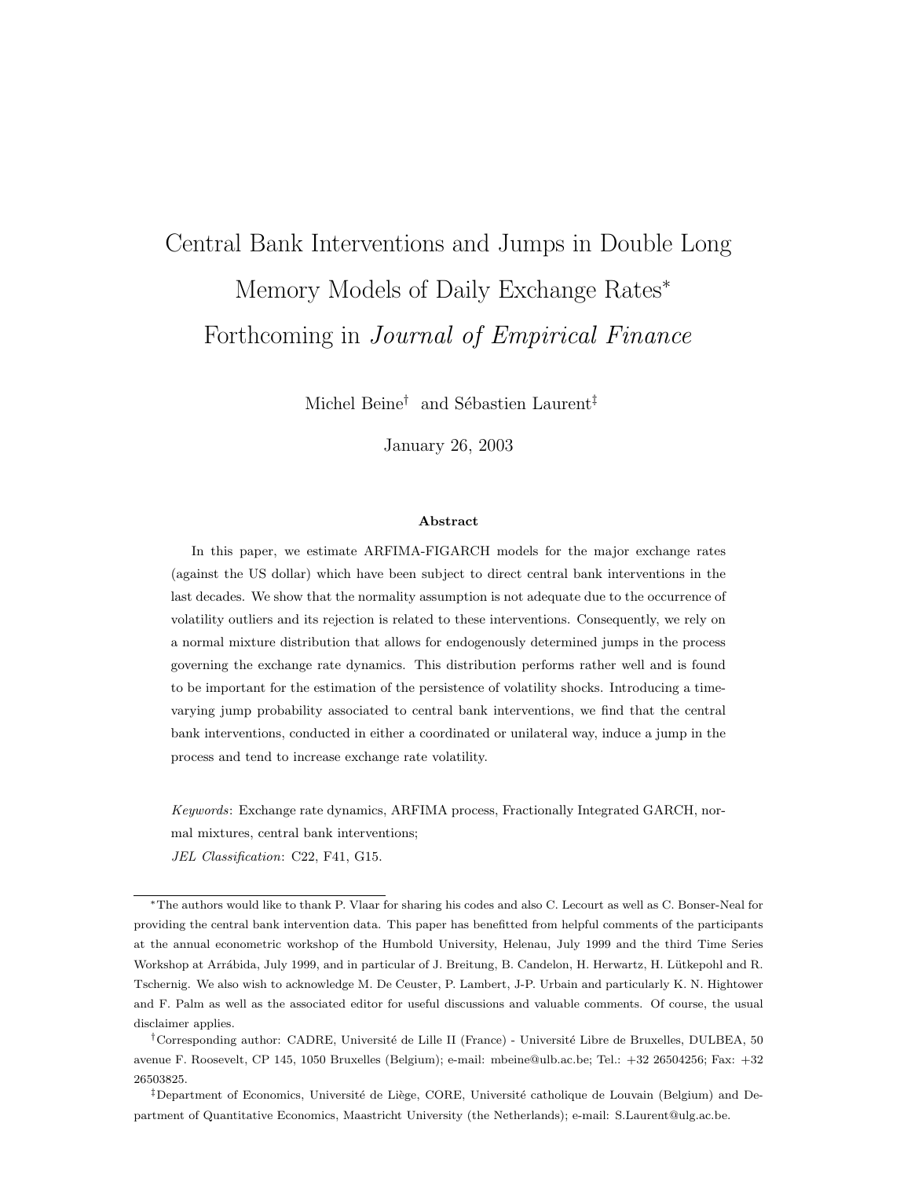# Central Bank Interventions and Jumps in Double Long Memory Models of Daily Exchange Rates*

# Forthcoming in *Journal of Empirical Finance*

Michel Beine[†] and Sébastien Laurent[‡]

January 26, 2003

**Abstract**

In this paper, we estimate ARFIMA-FIGARCH models for the major exchange rates (against the US dollar) which have been subject to direct central bank interventions in the last decades. We show that the normality assumption is not adequate due to the occurrence of volatility outliers and its rejection is related to these interventions. Consequently, we rely on a normal mixture distribution that allows for endogenously determined jumps in the process governing the exchange rate dynamics. This distribution performs rather well and is found to be important for the estimation of the persistence of volatility shocks. Introducing a time-varying jump probability associated to central bank interventions, we find that the central bank interventions, conducted in either a coordinated or unilateral way, induce a jump in the process and tend to increase exchange rate volatility.

*Keywords*: Exchange rate dynamics, ARFIMA process, Fractionally Integrated GARCH, normal mixtures, central bank interventions;

*JEL Classification*: C22, F41, G15.

---

*The authors would like to thank P. Vlaar for sharing his codes and also C. Lecourt as well as C. Bonser-Neal for providing the central bank intervention data. This paper has benefitted from helpful comments of the participants at the annual econometric workshop of the Humbold University, Helenau, July 1999 and the third Time Series Workshop at Arrábida, July 1999, and in particular of J. Breitung, B. Candelon, H. Herwartz, H. Lütkepohl and R. Tschernig. We also wish to acknowledge M. De Ceuster, P. Lambert, J-P. Urbain and particularly K. N. Hightower and F. Palm as well as the associated editor for useful discussions and valuable comments. Of course, the usual disclaimer applies.

[†]Corresponding author: CADRE, Université de Lille II (France) - Université Libre de Bruxelles, DULBEA, 50 avenue F. Roosevelt, CP 145, 1050 Bruxelles (Belgium); e-mail: mbeine@ulb.ac.be; Tel.: +32 26504256; Fax: +32 26503825.

[‡]Department of Economics, Université de Liège, CORE, Université catholique de Louvain (Belgium) and Department of Quantitative Economics, Maastricht University (the Netherlands); e-mail: S.Laurent@ulg.ac.be.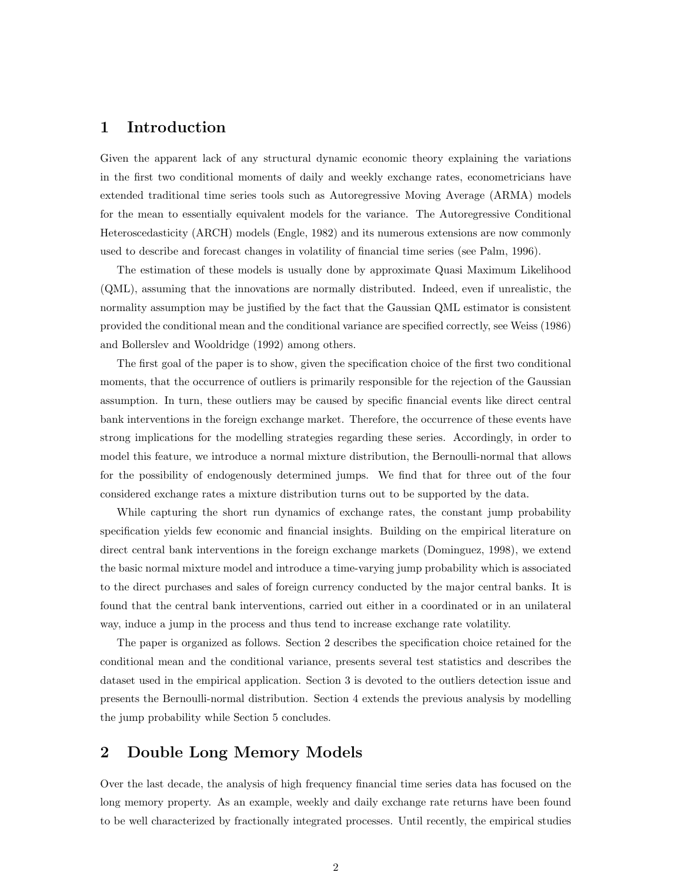## 1 Introduction

Given the apparent lack of any structural dynamic economic theory explaining the variations in the first two conditional moments of daily and weekly exchange rates, econometricians have extended traditional time series tools such as Autoregressive Moving Average (ARMA) models for the mean to essentially equivalent models for the variance. The Autoregressive Conditional Heteroscedasticity (ARCH) models (Engle, 1982) and its numerous extensions are now commonly used to describe and forecast changes in volatility of financial time series (see Palm, 1996).

The estimation of these models is usually done by approximate Quasi Maximum Likelihood (QML), assuming that the innovations are normally distributed. Indeed, even if unrealistic, the normality assumption may be justified by the fact that the Gaussian QML estimator is consistent provided the conditional mean and the conditional variance are specified correctly, see Weiss (1986) and Bollerslev and Wooldridge (1992) among others.

The first goal of the paper is to show, given the specification choice of the first two conditional moments, that the occurrence of outliers is primarily responsible for the rejection of the Gaussian assumption. In turn, these outliers may be caused by specific financial events like direct central bank interventions in the foreign exchange market. Therefore, the occurrence of these events have strong implications for the modelling strategies regarding these series. Accordingly, in order to model this feature, we introduce a normal mixture distribution, the Bernoulli-normal that allows for the possibility of endogenously determined jumps. We find that for three out of the four considered exchange rates a mixture distribution turns out to be supported by the data.

While capturing the short run dynamics of exchange rates, the constant jump probability specification yields few economic and financial insights. Building on the empirical literature on direct central bank interventions in the foreign exchange markets (Dominguez, 1998), we extend the basic normal mixture model and introduce a time-varying jump probability which is associated to the direct purchases and sales of foreign currency conducted by the major central banks. It is found that the central bank interventions, carried out either in a coordinated or in an unilateral way, induce a jump in the process and thus tend to increase exchange rate volatility.

The paper is organized as follows. Section 2 describes the specification choice retained for the conditional mean and the conditional variance, presents several test statistics and describes the dataset used in the empirical application. Section 3 is devoted to the outliers detection issue and presents the Bernoulli-normal distribution. Section 4 extends the previous analysis by modelling the jump probability while Section 5 concludes.

## 2 Double Long Memory Models

Over the last decade, the analysis of high frequency financial time series data has focused on the long memory property. As an example, weekly and daily exchange rate returns have been found to be well characterized by fractionally integrated processes. Until recently, the empirical studies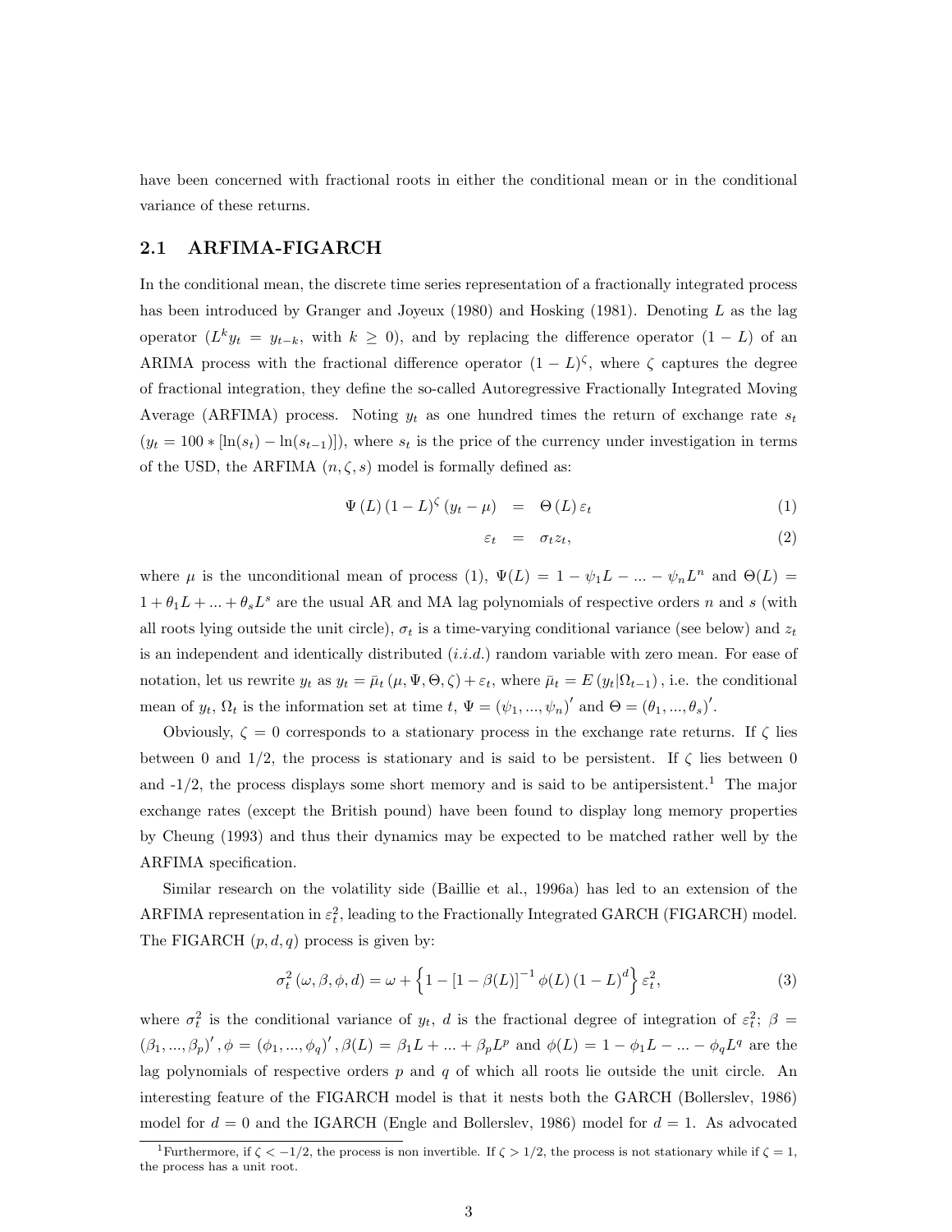have been concerned with fractional roots in either the conditional mean or in the conditional variance of these returns.

## 2.1 ARFIMA-FIGARCH

In the conditional mean, the discrete time series representation of a fractionally integrated process has been introduced by Granger and Joyeux (1980) and Hosking (1981). Denoting $L$ as the lag operator ($L^k y_t = y_{t-k}$, with $k \geq 0$), and by replacing the difference operator $(1-L)$ of an ARIMA process with the fractional difference operator $(1-L)^{\zeta}$, where $\zeta$ captures the degree of fractional integration, they define the so-called Autoregressive Fractionally Integrated Moving Average (ARFIMA) process. Noting $y_t$ as one hundred times the return of exchange rate $s_t$ ($y_t = 100 * [\ln(s_t) - \ln(s_{t-1})]$), where $s_t$ is the price of the currency under investigation in terms of the USD, the ARFIMA $(n, \zeta, s)$ model is formally defined as:

$$\Psi(L)(1-L)^{\zeta}(y_t - \mu) = \Theta(L)\varepsilon_t \tag{1}$$

$$\varepsilon_t = \sigma_t z_t, \tag{2}$$

where $\mu$ is the unconditional mean of process (1), $\Psi(L) = 1 - \psi_1 L - ... - \psi_n L^n$ and $\Theta(L) = 1 + \theta_1 L + ... + \theta_s L^s$ are the usual AR and MA lag polynomials of respective orders $n$ and $s$ (with all roots lying outside the unit circle), $\sigma_t$ is a time-varying conditional variance (see below) and $z_t$ is an independent and identically distributed (*i.i.d.*) random variable with zero mean. For ease of notation, let us rewrite $y_t$ as $y_t = \bar{\mu}_t(\mu, \Psi, \Theta, \zeta) + \varepsilon_t$, where $\bar{\mu}_t = E(y_t|\Omega_{t-1})$, i.e. the conditional mean of $y_t$, $\Omega_t$ is the information set at time $t$, $\Psi = (\psi_1, ..., \psi_n)'$ and $\Theta = (\theta_1, ..., \theta_s)'$.

Obviously, $\zeta = 0$ corresponds to a stationary process in the exchange rate returns. If $\zeta$ lies between 0 and 1/2, the process is stationary and is said to be persistent. If $\zeta$ lies between 0 and -1/2, the process displays some short memory and is said to be antipersistent.[1] The major exchange rates (except the British pound) have been found to display long memory properties by Cheung (1993) and thus their dynamics may be expected to be matched rather well by the ARFIMA specification.

Similar research on the volatility side (Baillie et al., 1996a) has led to an extension of the ARFIMA representation in $\varepsilon_t^2$, leading to the Fractionally Integrated GARCH (FIGARCH) model. The FIGARCH $(p, d, q)$ process is given by:

$$\sigma_t^2(\omega, \beta, \phi, d) = \omega + \left\{1 - [1 - \beta(L)]^{-1}\phi(L)(1-L)^d\right\}\varepsilon_t^2, \tag{3}$$

where $\sigma_t^2$ is the conditional variance of $y_t$, $d$ is the fractional degree of integration of $\varepsilon_t^2$; $\beta = (\beta_1, ..., \beta_p)'$, $\phi = (\phi_1, ..., \phi_q)'$, $\beta(L) = \beta_1 L + ... + \beta_p L^p$ and $\phi(L) = 1 - \phi_1 L - ... - \phi_q L^q$ are the lag polynomials of respective orders $p$ and $q$ of which all roots lie outside the unit circle. An interesting feature of the FIGARCH model is that it nests both the GARCH (Bollerslev, 1986) model for $d = 0$ and the IGARCH (Engle and Bollerslev, 1986) model for $d = 1$. As advocated

[1] Furthermore, if $\zeta < -1/2$, the process is non invertible. If $\zeta > 1/2$, the process is not stationary while if $\zeta = 1$, the process has a unit root.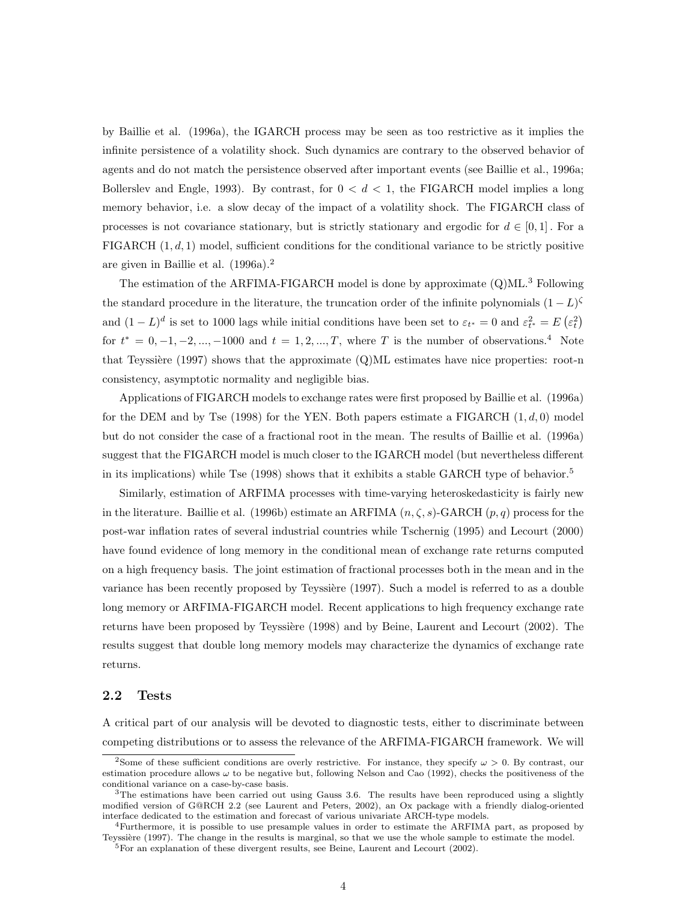by Baillie et al. (1996a), the IGARCH process may be seen as too restrictive as it implies the infinite persistence of a volatility shock. Such dynamics are contrary to the observed behavior of agents and do not match the persistence observed after important events (see Baillie et al., 1996a; Bollerslev and Engle, 1993). By contrast, for $0 < d < 1$, the FIGARCH model implies a long memory behavior, i.e. a slow decay of the impact of a volatility shock. The FIGARCH class of processes is not covariance stationary, but is strictly stationary and ergodic for $d \in [0, 1]$. For a FIGARCH $(1, d, 1)$ model, sufficient conditions for the conditional variance to be strictly positive are given in Baillie et al. (1996a).[2]

The estimation of the ARFIMA-FIGARCH model is done by approximate (Q)ML.[3] Following the standard procedure in the literature, the truncation order of the infinite polynomials $(1-L)^{\zeta}$ and $(1-L)^{d}$ is set to 1000 lags while initial conditions have been set to $\varepsilon_{t^*} = 0$ and $\varepsilon_{t^*}^2 = E\left(\varepsilon_t^2\right)$ for $t^* = 0, -1, -2, ..., -1000$ and $t = 1, 2, ..., T$, where $T$ is the number of observations.[4] Note that Teyssière (1997) shows that the approximate (Q)ML estimates have nice properties: root-n consistency, asymptotic normality and negligible bias.

Applications of FIGARCH models to exchange rates were first proposed by Baillie et al. (1996a) for the DEM and by Tse (1998) for the YEN. Both papers estimate a FIGARCH $(1, d, 0)$ model but do not consider the case of a fractional root in the mean. The results of Baillie et al. (1996a) suggest that the FIGARCH model is much closer to the IGARCH model (but nevertheless different in its implications) while Tse (1998) shows that it exhibits a stable GARCH type of behavior.[5]

Similarly, estimation of ARFIMA processes with time-varying heteroskedasticity is fairly new in the literature. Baillie et al. (1996b) estimate an ARFIMA $(n, \zeta, s)$-GARCH $(p, q)$ process for the post-war inflation rates of several industrial countries while Tschernig (1995) and Lecourt (2000) have found evidence of long memory in the conditional mean of exchange rate returns computed on a high frequency basis. The joint estimation of fractional processes both in the mean and in the variance has been recently proposed by Teyssière (1997). Such a model is referred to as a double long memory or ARFIMA-FIGARCH model. Recent applications to high frequency exchange rate returns have been proposed by Teyssière (1998) and by Beine, Laurent and Lecourt (2002). The results suggest that double long memory models may characterize the dynamics of exchange rate returns.

## 2.2 Tests

A critical part of our analysis will be devoted to diagnostic tests, either to discriminate between competing distributions or to assess the relevance of the ARFIMA-FIGARCH framework. We will

---

[2] Some of these sufficient conditions are overly restrictive. For instance, they specify $\omega > 0$. By contrast, our estimation procedure allows $\omega$ to be negative but, following Nelson and Cao (1992), checks the positiveness of the conditional variance on a case-by-case basis.

[3] The estimations have been carried out using Gauss 3.6. The results have been reproduced using a slightly modified version of G@RCH 2.2 (see Laurent and Peters, 2002), an Ox package with a friendly dialog-oriented interface dedicated to the estimation and forecast of various univariate ARCH-type models.

[4] Furthermore, it is possible to use presample values in order to estimate the ARFIMA part, as proposed by Teyssière (1997). The change in the results is marginal, so that we use the whole sample to estimate the model.

[5] For an explanation of these divergent results, see Beine, Laurent and Lecourt (2002).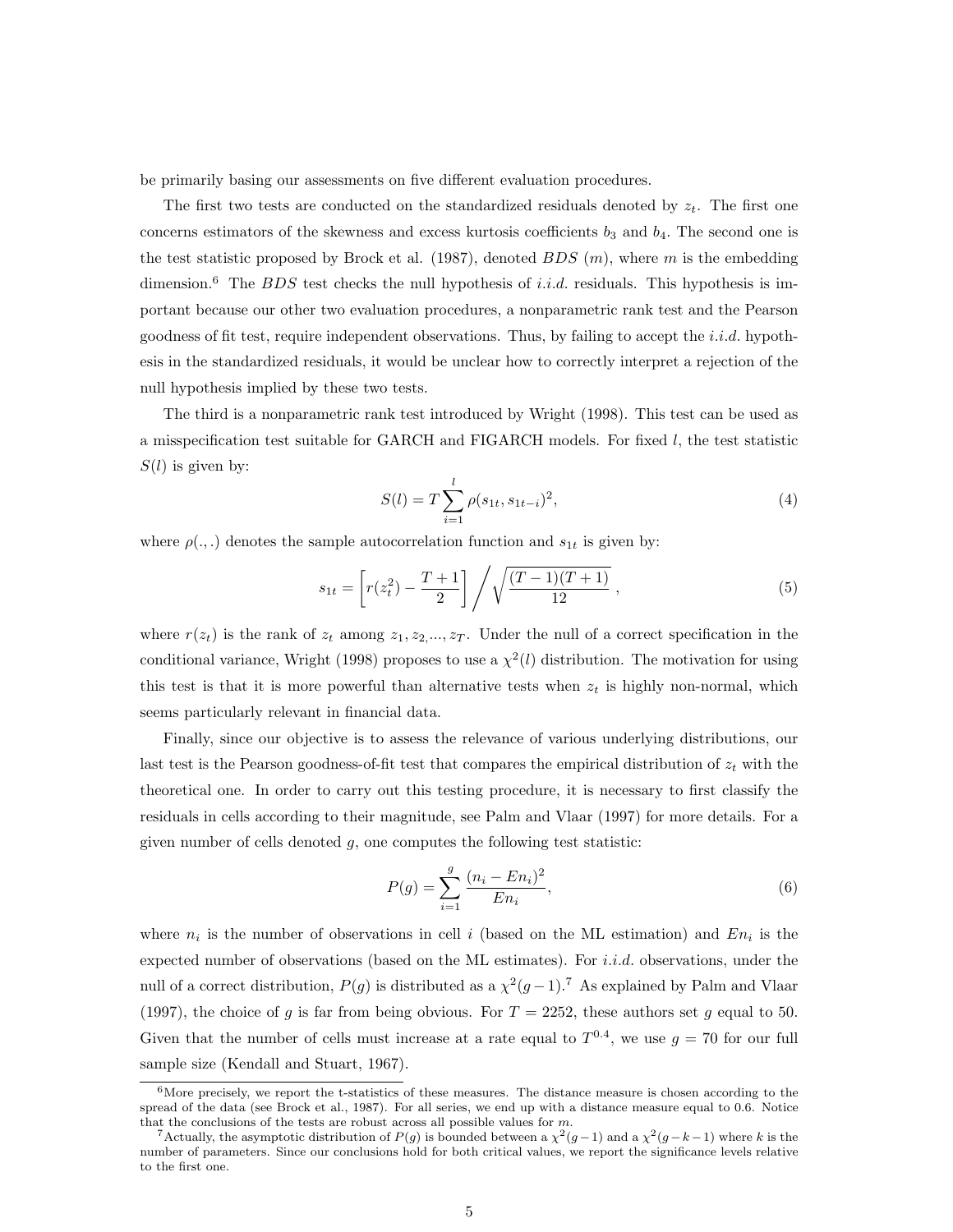be primarily basing our assessments on five different evaluation procedures.

The first two tests are conducted on the standardized residuals denoted by $z_t$. The first one concerns estimators of the skewness and excess kurtosis coefficients $b_3$ and $b_4$. The second one is the test statistic proposed by Brock et al. (1987), denoted $BDS\ (m)$, where $m$ is the embedding dimension.[6] The $BDS$ test checks the null hypothesis of *i.i.d.* residuals. This hypothesis is important because our other two evaluation procedures, a nonparametric rank test and the Pearson goodness of fit test, require independent observations. Thus, by failing to accept the *i.i.d.* hypothesis in the standardized residuals, it would be unclear how to correctly interpret a rejection of the null hypothesis implied by these two tests.

The third is a nonparametric rank test introduced by Wright (1998). This test can be used as a misspecification test suitable for GARCH and FIGARCH models. For fixed $l$, the test statistic $S(l)$ is given by:

$$S(l) = T \sum_{i=1}^{l} \rho(s_{1t}, s_{1t-i})^2, \tag{4}$$

where $\rho(.,.)$ denotes the sample autocorrelation function and $s_{1t}$ is given by:

$$s_{1t} = \left[ r(z_t^2) - \frac{T+1}{2} \right] \Bigg/ \sqrt{\frac{(T-1)(T+1)}{12}}\ , \tag{5}$$

where $r(z_t)$ is the rank of $z_t$ among $z_1, z_2, ..., z_T$. Under the null of a correct specification in the conditional variance, Wright (1998) proposes to use a $\chi^2(l)$ distribution. The motivation for using this test is that it is more powerful than alternative tests when $z_t$ is highly non-normal, which seems particularly relevant in financial data.

Finally, since our objective is to assess the relevance of various underlying distributions, our last test is the Pearson goodness-of-fit test that compares the empirical distribution of $z_t$ with the theoretical one. In order to carry out this testing procedure, it is necessary to first classify the residuals in cells according to their magnitude, see Palm and Vlaar (1997) for more details. For a given number of cells denoted $g$, one computes the following test statistic:

$$P(g) = \sum_{i=1}^{g} \frac{(n_i - En_i)^2}{En_i}, \tag{6}$$

where $n_i$ is the number of observations in cell $i$ (based on the ML estimation) and $En_i$ is the expected number of observations (based on the ML estimates). For *i.i.d.* observations, under the null of a correct distribution, $P(g)$ is distributed as a $\chi^2(g-1)$.[7] As explained by Palm and Vlaar (1997), the choice of $g$ is far from being obvious. For $T = 2252$, these authors set $g$ equal to 50. Given that the number of cells must increase at a rate equal to $T^{0.4}$, we use $g = 70$ for our full sample size (Kendall and Stuart, 1967).

[6] More precisely, we report the t-statistics of these measures. The distance measure is chosen according to the spread of the data (see Brock et al., 1987). For all series, we end up with a distance measure equal to 0.6. Notice that the conclusions of the tests are robust across all possible values for $m$.

[7] Actually, the asymptotic distribution of $P(g)$ is bounded between a $\chi^2(g-1)$ and a $\chi^2(g-k-1)$ where $k$ is the number of parameters. Since our conclusions hold for both critical values, we report the significance levels relative to the first one.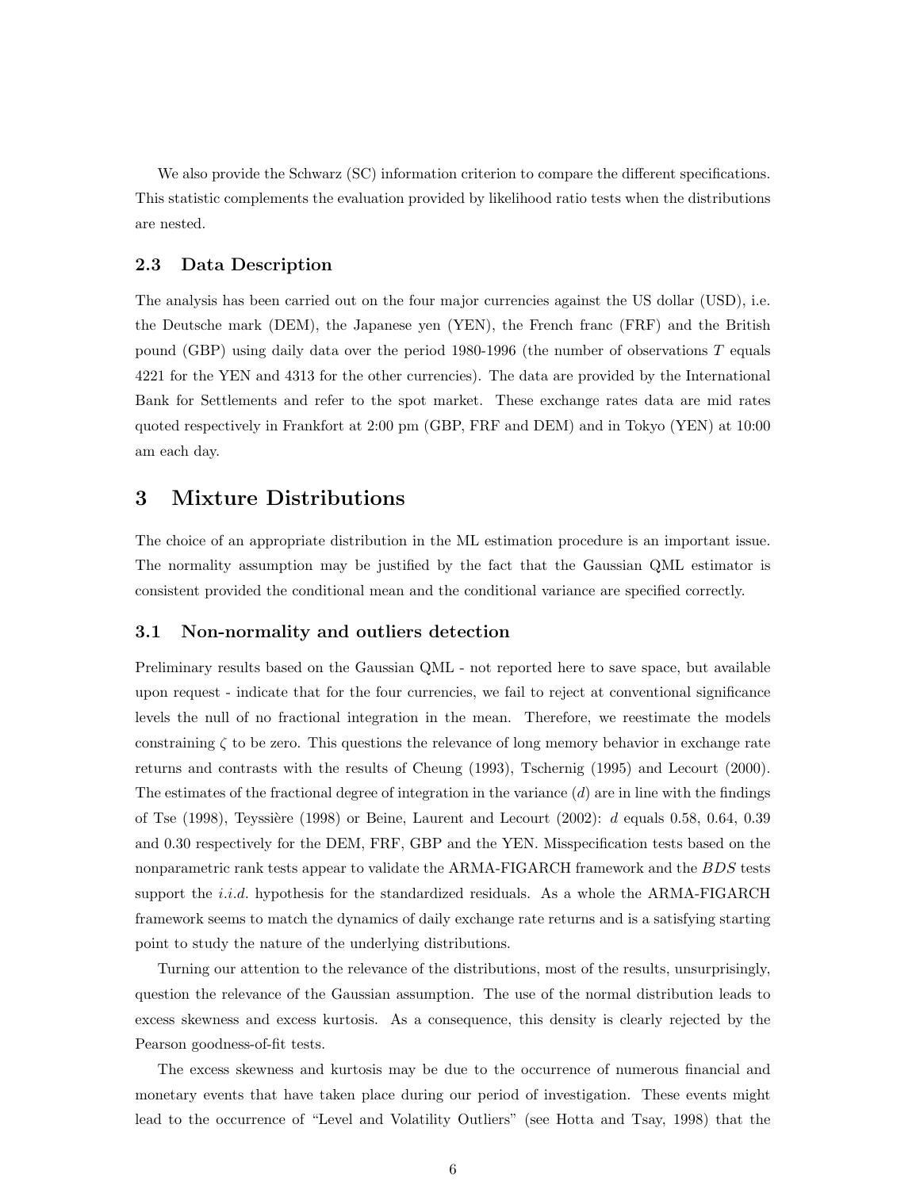We also provide the Schwarz (SC) information criterion to compare the different specifications. This statistic complements the evaluation provided by likelihood ratio tests when the distributions are nested.

### 2.3 Data Description

The analysis has been carried out on the four major currencies against the US dollar (USD), i.e. the Deutsche mark (DEM), the Japanese yen (YEN), the French franc (FRF) and the British pound (GBP) using daily data over the period 1980-1996 (the number of observations $T$ equals 4221 for the YEN and 4313 for the other currencies). The data are provided by the International Bank for Settlements and refer to the spot market. These exchange rates data are mid rates quoted respectively in Frankfort at 2:00 pm (GBP, FRF and DEM) and in Tokyo (YEN) at 10:00 am each day.

## 3 Mixture Distributions

The choice of an appropriate distribution in the ML estimation procedure is an important issue. The normality assumption may be justified by the fact that the Gaussian QML estimator is consistent provided the conditional mean and the conditional variance are specified correctly.

### 3.1 Non-normality and outliers detection

Preliminary results based on the Gaussian QML - not reported here to save space, but available upon request - indicate that for the four currencies, we fail to reject at conventional significance levels the null of no fractional integration in the mean. Therefore, we reestimate the models constraining $\zeta$ to be zero. This questions the relevance of long memory behavior in exchange rate returns and contrasts with the results of Cheung (1993), Tschernig (1995) and Lecourt (2000). The estimates of the fractional degree of integration in the variance ($d$) are in line with the findings of Tse (1998), Teyssière (1998) or Beine, Laurent and Lecourt (2002): $d$ equals 0.58, 0.64, 0.39 and 0.30 respectively for the DEM, FRF, GBP and the YEN. Misspecification tests based on the nonparametric rank tests appear to validate the ARMA-FIGARCH framework and the $BDS$ tests support the *i.i.d.* hypothesis for the standardized residuals. As a whole the ARMA-FIGARCH framework seems to match the dynamics of daily exchange rate returns and is a satisfying starting point to study the nature of the underlying distributions.

Turning our attention to the relevance of the distributions, most of the results, unsurprisingly, question the relevance of the Gaussian assumption. The use of the normal distribution leads to excess skewness and excess kurtosis. As a consequence, this density is clearly rejected by the Pearson goodness-of-fit tests.

The excess skewness and kurtosis may be due to the occurrence of numerous financial and monetary events that have taken place during our period of investigation. These events might lead to the occurrence of "Level and Volatility Outliers" (see Hotta and Tsay, 1998) that the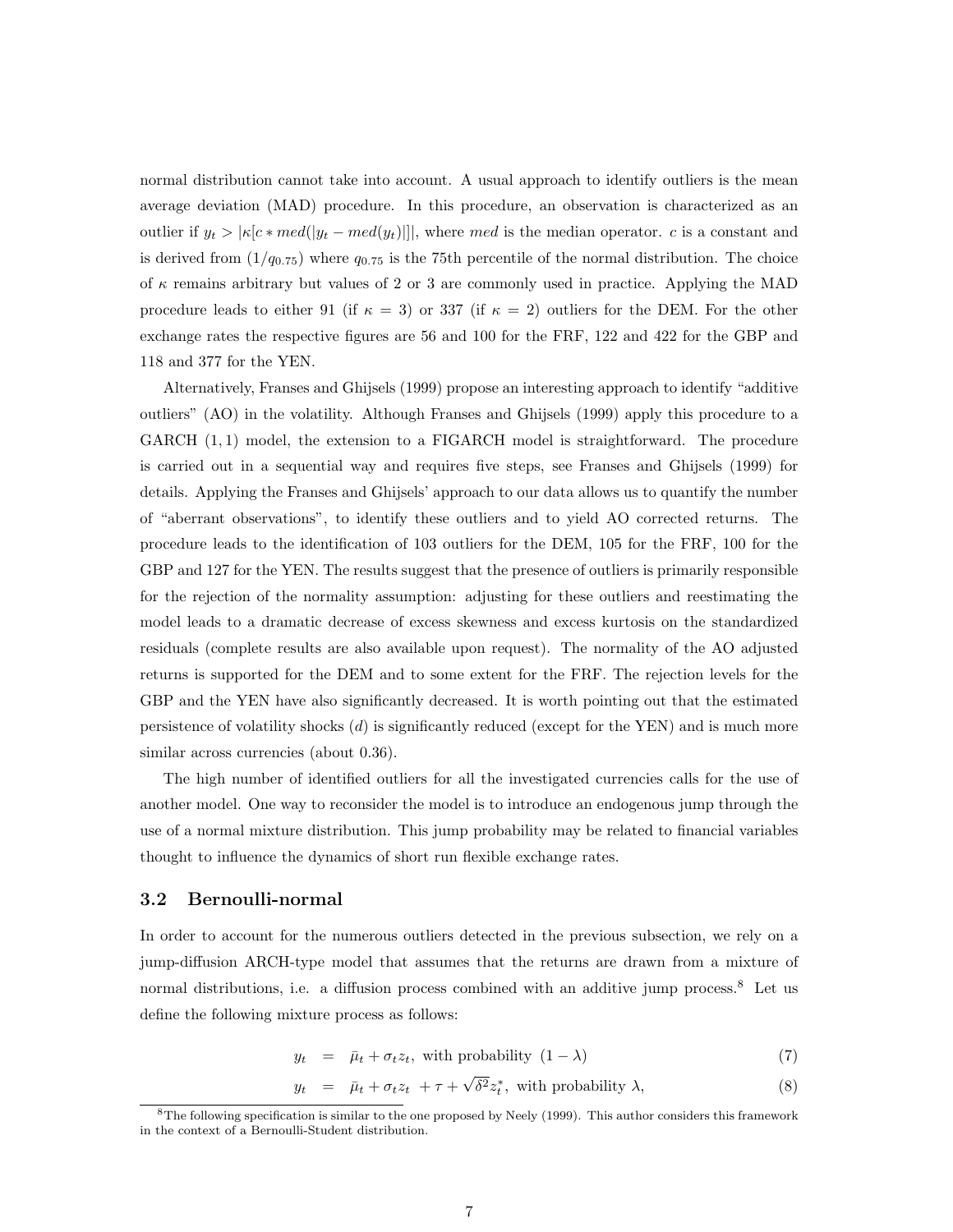normal distribution cannot take into account. A usual approach to identify outliers is the mean average deviation (MAD) procedure. In this procedure, an observation is characterized as an outlier if $y_t > |\kappa[c * med(|y_t - med(y_t)|]|$, where $med$ is the median operator. $c$ is a constant and is derived from $(1/q_{0.75})$ where $q_{0.75}$ is the 75th percentile of the normal distribution. The choice of $\kappa$ remains arbitrary but values of 2 or 3 are commonly used in practice. Applying the MAD procedure leads to either 91 (if $\kappa = 3$) or 337 (if $\kappa = 2$) outliers for the DEM. For the other exchange rates the respective figures are 56 and 100 for the FRF, 122 and 422 for the GBP and 118 and 377 for the YEN.

Alternatively, Franses and Ghijsels (1999) propose an interesting approach to identify "additive outliers" (AO) in the volatility. Although Franses and Ghijsels (1999) apply this procedure to a GARCH $(1,1)$ model, the extension to a FIGARCH model is straightforward. The procedure is carried out in a sequential way and requires five steps, see Franses and Ghijsels (1999) for details. Applying the Franses and Ghijsels' approach to our data allows us to quantify the number of "aberrant observations", to identify these outliers and to yield AO corrected returns. The procedure leads to the identification of 103 outliers for the DEM, 105 for the FRF, 100 for the GBP and 127 for the YEN. The results suggest that the presence of outliers is primarily responsible for the rejection of the normality assumption: adjusting for these outliers and reestimating the model leads to a dramatic decrease of excess skewness and excess kurtosis on the standardized residuals (complete results are also available upon request). The normality of the AO adjusted returns is supported for the DEM and to some extent for the FRF. The rejection levels for the GBP and the YEN have also significantly decreased. It is worth pointing out that the estimated persistence of volatility shocks ($d$) is significantly reduced (except for the YEN) and is much more similar across currencies (about 0.36).

The high number of identified outliers for all the investigated currencies calls for the use of another model. One way to reconsider the model is to introduce an endogenous jump through the use of a normal mixture distribution. This jump probability may be related to financial variables thought to influence the dynamics of short run flexible exchange rates.

### 3.2 Bernoulli-normal

In order to account for the numerous outliers detected in the previous subsection, we rely on a jump-diffusion ARCH-type model that assumes that the returns are drawn from a mixture of normal distributions, i.e. a diffusion process combined with an additive jump process.[8] Let us define the following mixture process as follows:

$$y_t = \bar{\mu}_t + \sigma_t z_t, \text{ with probability } (1-\lambda) \tag{7}$$

$$y_t = \bar{\mu}_t + \sigma_t z_t + \tau + \sqrt{\delta^2} z_t^*, \text{ with probability } \lambda, \tag{8}$$

[8] The following specification is similar to the one proposed by Neely (1999). This author considers this framework in the context of a Bernoulli-Student distribution.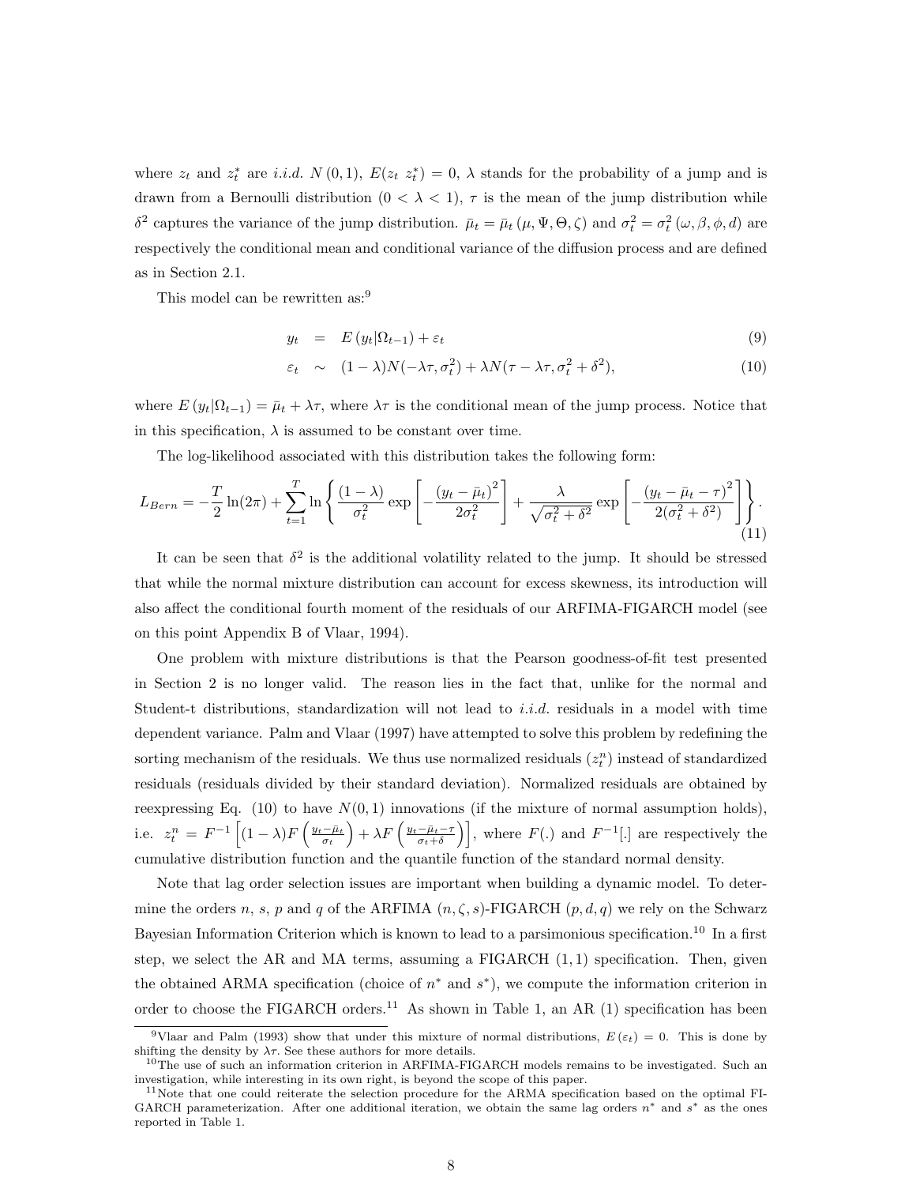where $z_t$ and $z_t^*$ are *i.i.d.* $N(0,1)$, $E(z_t\ z_t^*) = 0$, $\lambda$ stands for the probability of a jump and is drawn from a Bernoulli distribution ($0 < \lambda < 1$), $\tau$ is the mean of the jump distribution while $\delta^2$ captures the variance of the jump distribution. $\bar{\mu}_t = \bar{\mu}_t(\mu, \Psi, \Theta, \zeta)$ and $\sigma_t^2 = \sigma_t^2(\omega, \beta, \phi, d)$ are respectively the conditional mean and conditional variance of the diffusion process and are defined as in Section 2.1.

This model can be rewritten as:[9]

$$
\begin{aligned}
y_t &= E(y_t|\Omega_{t-1}) + \varepsilon_t \qquad (9)\\
\varepsilon_t &\sim (1-\lambda)N(-\lambda\tau, \sigma_t^2) + \lambda N(\tau - \lambda\tau, \sigma_t^2 + \delta^2), \qquad (10)
\end{aligned}
$$

where $E(y_t|\Omega_{t-1}) = \bar{\mu}_t + \lambda\tau$, where $\lambda\tau$ is the conditional mean of the jump process. Notice that in this specification, $\lambda$ is assumed to be constant over time.

The log-likelihood associated with this distribution takes the following form:

$$
L_{Bern} = -\frac{T}{2}\ln(2\pi) + \sum_{t=1}^{T} \ln\left\{ \frac{(1-\lambda)}{\sigma_t^2} \exp\left[ -\frac{(y_t - \bar{\mu}_t)^2}{2\sigma_t^2} \right] + \frac{\lambda}{\sqrt{\sigma_t^2 + \delta^2}} \exp\left[ -\frac{(y_t - \bar{\mu}_t - \tau)^2}{2(\sigma_t^2 + \delta^2)} \right] \right\}. \qquad (11)
$$

It can be seen that $\delta^2$ is the additional volatility related to the jump. It should be stressed that while the normal mixture distribution can account for excess skewness, its introduction will also affect the conditional fourth moment of the residuals of our ARFIMA-FIGARCH model (see on this point Appendix B of Vlaar, 1994).

One problem with mixture distributions is that the Pearson goodness-of-fit test presented in Section 2 is no longer valid. The reason lies in the fact that, unlike for the normal and Student-t distributions, standardization will not lead to *i.i.d.* residuals in a model with time dependent variance. Palm and Vlaar (1997) have attempted to solve this problem by redefining the sorting mechanism of the residuals. We thus use normalized residuals ($z_t^n$) instead of standardized residuals (residuals divided by their standard deviation). Normalized residuals are obtained by reexpressing Eq. (10) to have $N(0,1)$ innovations (if the mixture of normal assumption holds), i.e. $z_t^n = F^{-1}\left[(1-\lambda)F\left(\frac{y_t - \bar{\mu}_t}{\sigma_t}\right) + \lambda F\left(\frac{y_t - \bar{\mu}_t - \tau}{\sigma_t + \delta}\right)\right]$, where $F(.)$ and $F^{-1}[.]$ are respectively the cumulative distribution function and the quantile function of the standard normal density.

Note that lag order selection issues are important when building a dynamic model. To determine the orders $n$, $s$, $p$ and $q$ of the ARFIMA $(n, \zeta, s)$-FIGARCH $(p, d, q)$ we rely on the Schwarz Bayesian Information Criterion which is known to lead to a parsimonious specification.[10] In a first step, we select the AR and MA terms, assuming a FIGARCH (1,1) specification. Then, given the obtained ARMA specification (choice of $n^*$ and $s^*$), we compute the information criterion in order to choose the FIGARCH orders.[11] As shown in Table 1, an AR (1) specification has been

[9] Vlaar and Palm (1993) show that under this mixture of normal distributions, $E(\varepsilon_t) = 0$. This is done by shifting the density by $\lambda\tau$. See these authors for more details.

[10] The use of such an information criterion in ARFIMA-FIGARCH models remains to be investigated. Such an investigation, while interesting in its own right, is beyond the scope of this paper.

[11] Note that one could reiterate the selection procedure for the ARMA specification based on the optimal FIGARCH parameterization. After one additional iteration, we obtain the same lag orders $n^*$ and $s^*$ as the ones reported in Table 1.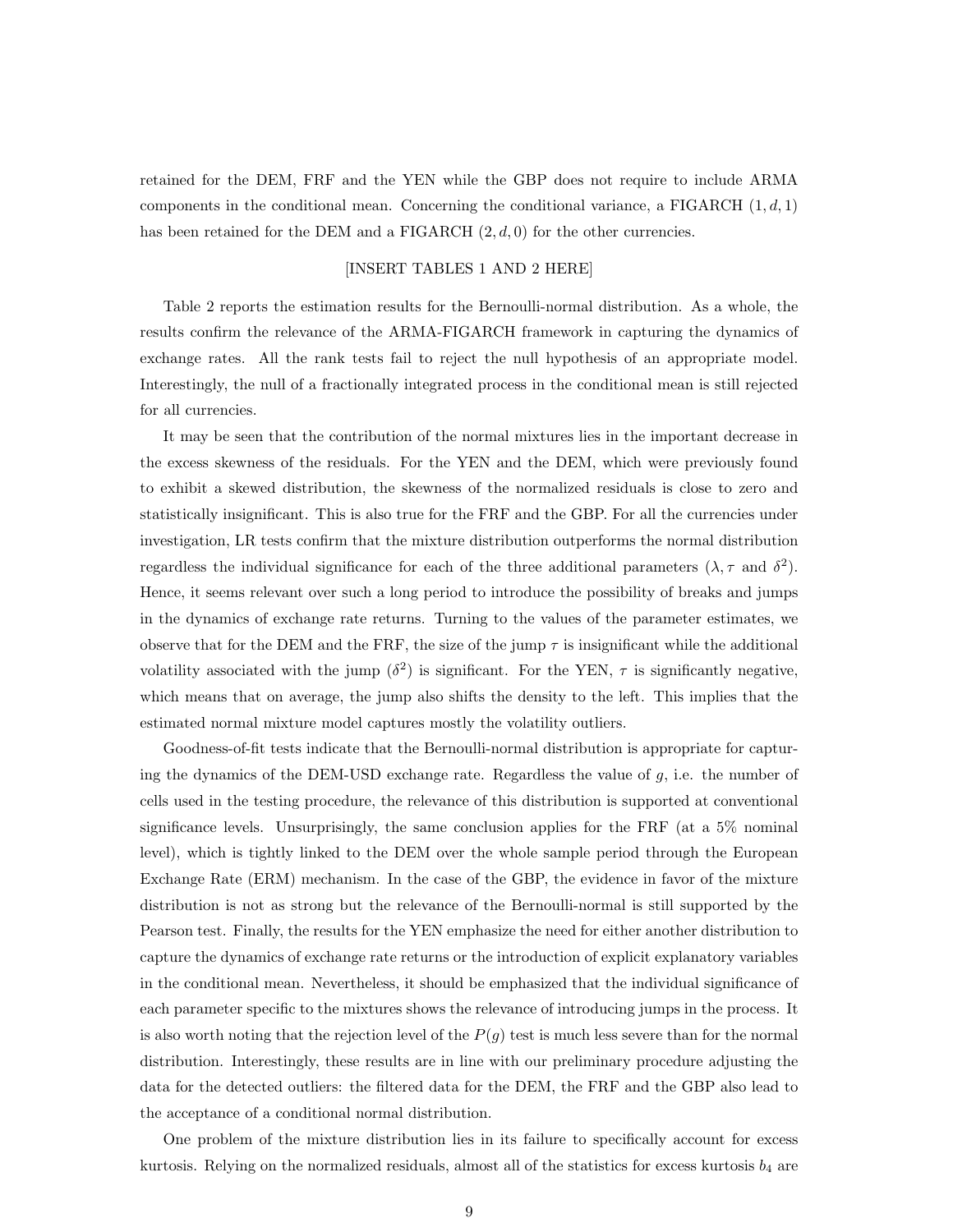retained for the DEM, FRF and the YEN while the GBP does not require to include ARMA components in the conditional mean. Concerning the conditional variance, a FIGARCH $(1, d, 1)$ has been retained for the DEM and a FIGARCH $(2, d, 0)$ for the other currencies.

[INSERT TABLES 1 AND 2 HERE]

Table 2 reports the estimation results for the Bernoulli-normal distribution. As a whole, the results confirm the relevance of the ARMA-FIGARCH framework in capturing the dynamics of exchange rates. All the rank tests fail to reject the null hypothesis of an appropriate model. Interestingly, the null of a fractionally integrated process in the conditional mean is still rejected for all currencies.

It may be seen that the contribution of the normal mixtures lies in the important decrease in the excess skewness of the residuals. For the YEN and the DEM, which were previously found to exhibit a skewed distribution, the skewness of the normalized residuals is close to zero and statistically insignificant. This is also true for the FRF and the GBP. For all the currencies under investigation, LR tests confirm that the mixture distribution outperforms the normal distribution regardless the individual significance for each of the three additional parameters ($\lambda, \tau$ and $\delta^2$). Hence, it seems relevant over such a long period to introduce the possibility of breaks and jumps in the dynamics of exchange rate returns. Turning to the values of the parameter estimates, we observe that for the DEM and the FRF, the size of the jump $\tau$ is insignificant while the additional volatility associated with the jump ($\delta^2$) is significant. For the YEN, $\tau$ is significantly negative, which means that on average, the jump also shifts the density to the left. This implies that the estimated normal mixture model captures mostly the volatility outliers.

Goodness-of-fit tests indicate that the Bernoulli-normal distribution is appropriate for capturing the dynamics of the DEM-USD exchange rate. Regardless the value of $g$, i.e. the number of cells used in the testing procedure, the relevance of this distribution is supported at conventional significance levels. Unsurprisingly, the same conclusion applies for the FRF (at a 5% nominal level), which is tightly linked to the DEM over the whole sample period through the European Exchange Rate (ERM) mechanism. In the case of the GBP, the evidence in favor of the mixture distribution is not as strong but the relevance of the Bernoulli-normal is still supported by the Pearson test. Finally, the results for the YEN emphasize the need for either another distribution to capture the dynamics of exchange rate returns or the introduction of explicit explanatory variables in the conditional mean. Nevertheless, it should be emphasized that the individual significance of each parameter specific to the mixtures shows the relevance of introducing jumps in the process. It is also worth noting that the rejection level of the $P(g)$ test is much less severe than for the normal distribution. Interestingly, these results are in line with our preliminary procedure adjusting the data for the detected outliers: the filtered data for the DEM, the FRF and the GBP also lead to the acceptance of a conditional normal distribution.

One problem of the mixture distribution lies in its failure to specifically account for excess kurtosis. Relying on the normalized residuals, almost all of the statistics for excess kurtosis $b_4$ are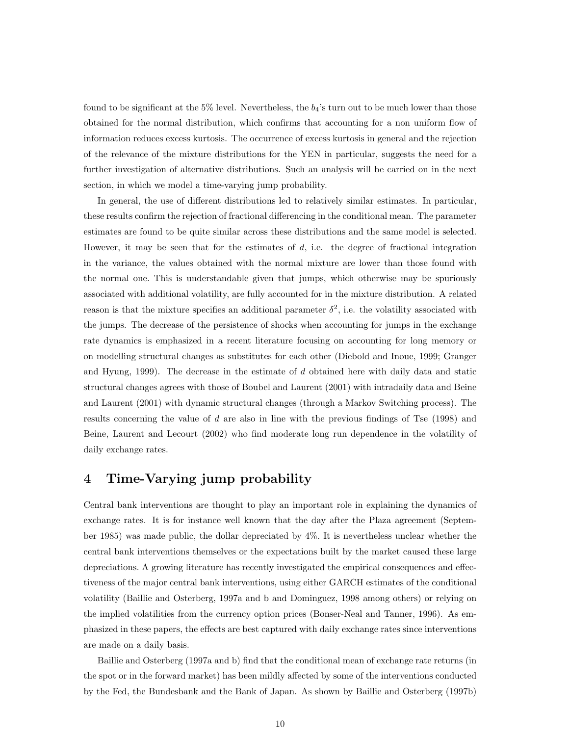found to be significant at the 5% level. Nevertheless, the $b_4$'s turn out to be much lower than those obtained for the normal distribution, which confirms that accounting for a non uniform flow of information reduces excess kurtosis. The occurrence of excess kurtosis in general and the rejection of the relevance of the mixture distributions for the YEN in particular, suggests the need for a further investigation of alternative distributions. Such an analysis will be carried on in the next section, in which we model a time-varying jump probability.

In general, the use of different distributions led to relatively similar estimates. In particular, these results confirm the rejection of fractional differencing in the conditional mean. The parameter estimates are found to be quite similar across these distributions and the same model is selected. However, it may be seen that for the estimates of $d$, i.e. the degree of fractional integration in the variance, the values obtained with the normal mixture are lower than those found with the normal one. This is understandable given that jumps, which otherwise may be spuriously associated with additional volatility, are fully accounted for in the mixture distribution. A related reason is that the mixture specifies an additional parameter $\delta^2$, i.e. the volatility associated with the jumps. The decrease of the persistence of shocks when accounting for jumps in the exchange rate dynamics is emphasized in a recent literature focusing on accounting for long memory or on modelling structural changes as substitutes for each other (Diebold and Inoue, 1999; Granger and Hyung, 1999). The decrease in the estimate of $d$ obtained here with daily data and static structural changes agrees with those of Boubel and Laurent (2001) with intradaily data and Beine and Laurent (2001) with dynamic structural changes (through a Markov Switching process). The results concerning the value of $d$ are also in line with the previous findings of Tse (1998) and Beine, Laurent and Lecourt (2002) who find moderate long run dependence in the volatility of daily exchange rates.

# 4 Time-Varying jump probability

Central bank interventions are thought to play an important role in explaining the dynamics of exchange rates. It is for instance well known that the day after the Plaza agreement (September 1985) was made public, the dollar depreciated by 4%. It is nevertheless unclear whether the central bank interventions themselves or the expectations built by the market caused these large depreciations. A growing literature has recently investigated the empirical consequences and effectiveness of the major central bank interventions, using either GARCH estimates of the conditional volatility (Baillie and Osterberg, 1997a and b and Dominguez, 1998 among others) or relying on the implied volatilities from the currency option prices (Bonser-Neal and Tanner, 1996). As emphasized in these papers, the effects are best captured with daily exchange rates since interventions are made on a daily basis.

Baillie and Osterberg (1997a and b) find that the conditional mean of exchange rate returns (in the spot or in the forward market) has been mildly affected by some of the interventions conducted by the Fed, the Bundesbank and the Bank of Japan. As shown by Baillie and Osterberg (1997b)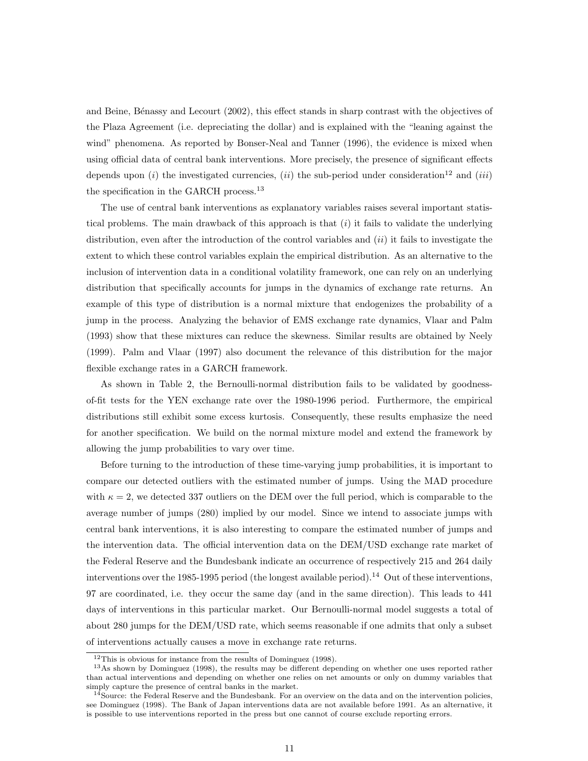and Beine, Bénassy and Lecourt (2002), this effect stands in sharp contrast with the objectives of the Plaza Agreement (i.e. depreciating the dollar) and is explained with the "leaning against the wind" phenomena. As reported by Bonser-Neal and Tanner (1996), the evidence is mixed when using official data of central bank interventions. More precisely, the presence of significant effects depends upon (*i*) the investigated currencies, (*ii*) the sub-period under consideration[12] and (*iii*) the specification in the GARCH process.[13]

The use of central bank interventions as explanatory variables raises several important statistical problems. The main drawback of this approach is that (*i*) it fails to validate the underlying distribution, even after the introduction of the control variables and (*ii*) it fails to investigate the extent to which these control variables explain the empirical distribution. As an alternative to the inclusion of intervention data in a conditional volatility framework, one can rely on an underlying distribution that specifically accounts for jumps in the dynamics of exchange rate returns. An example of this type of distribution is a normal mixture that endogenizes the probability of a jump in the process. Analyzing the behavior of EMS exchange rate dynamics, Vlaar and Palm (1993) show that these mixtures can reduce the skewness. Similar results are obtained by Neely (1999). Palm and Vlaar (1997) also document the relevance of this distribution for the major flexible exchange rates in a GARCH framework.

As shown in Table 2, the Bernoulli-normal distribution fails to be validated by goodness-of-fit tests for the YEN exchange rate over the 1980-1996 period. Furthermore, the empirical distributions still exhibit some excess kurtosis. Consequently, these results emphasize the need for another specification. We build on the normal mixture model and extend the framework by allowing the jump probabilities to vary over time.

Before turning to the introduction of these time-varying jump probabilities, it is important to compare our detected outliers with the estimated number of jumps. Using the MAD procedure with $\kappa = 2$, we detected 337 outliers on the DEM over the full period, which is comparable to the average number of jumps (280) implied by our model. Since we intend to associate jumps with central bank interventions, it is also interesting to compare the estimated number of jumps and the intervention data. The official intervention data on the DEM/USD exchange rate market of the Federal Reserve and the Bundesbank indicate an occurrence of respectively 215 and 264 daily interventions over the 1985-1995 period (the longest available period).[14] Out of these interventions, 97 are coordinated, i.e. they occur the same day (and in the same direction). This leads to 441 days of interventions in this particular market. Our Bernoulli-normal model suggests a total of about 280 jumps for the DEM/USD rate, which seems reasonable if one admits that only a subset of interventions actually causes a move in exchange rate returns.

---

[12] This is obvious for instance from the results of Dominguez (1998).

[13] As shown by Dominguez (1998), the results may be different depending on whether one uses reported rather than actual interventions and depending on whether one relies on net amounts or only on dummy variables that simply capture the presence of central banks in the market.

[14] Source: the Federal Reserve and the Bundesbank. For an overview on the data and on the intervention policies, see Dominguez (1998). The Bank of Japan interventions data are not available before 1991. As an alternative, it is possible to use interventions reported in the press but one cannot of course exclude reporting errors.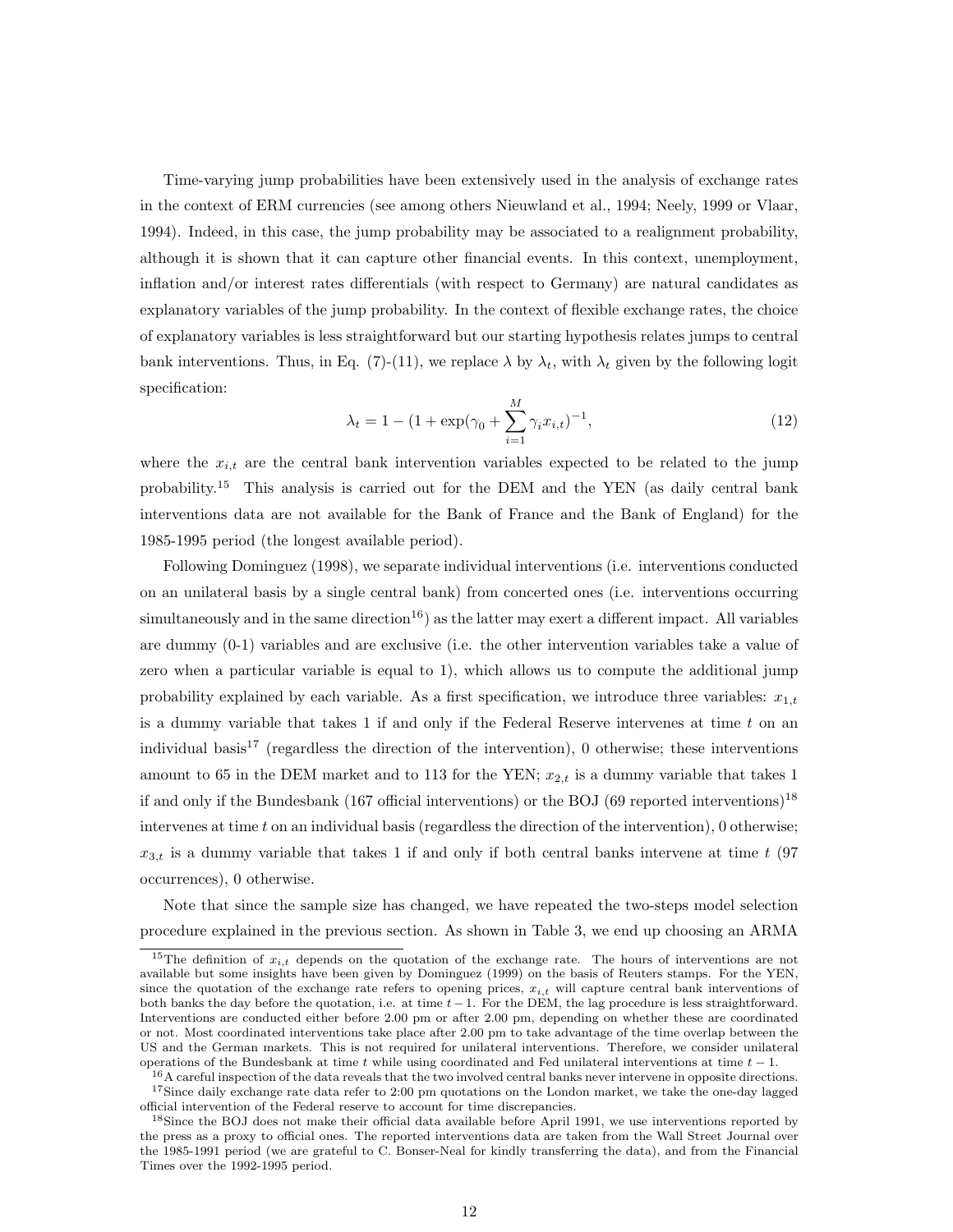Time-varying jump probabilities have been extensively used in the analysis of exchange rates in the context of ERM currencies (see among others Nieuwland et al., 1994; Neely, 1999 or Vlaar, 1994). Indeed, in this case, the jump probability may be associated to a realignment probability, although it is shown that it can capture other financial events. In this context, unemployment, inflation and/or interest rates differentials (with respect to Germany) are natural candidates as explanatory variables of the jump probability. In the context of flexible exchange rates, the choice of explanatory variables is less straightforward but our starting hypothesis relates jumps to central bank interventions. Thus, in Eq. (7)-(11), we replace $\lambda$ by $\lambda_t$, with $\lambda_t$ given by the following logit specification:

$$\lambda_t = 1 - (1 + \exp(\gamma_0 + \sum_{i=1}^{M} \gamma_i x_{i,t})^{-1}, \tag{12}$$

where the $x_{i,t}$ are the central bank intervention variables expected to be related to the jump probability.[15] This analysis is carried out for the DEM and the YEN (as daily central bank interventions data are not available for the Bank of France and the Bank of England) for the 1985-1995 period (the longest available period).

Following Dominguez (1998), we separate individual interventions (i.e. interventions conducted on an unilateral basis by a single central bank) from concerted ones (i.e. interventions occurring simultaneously and in the same direction[16]) as the latter may exert a different impact. All variables are dummy (0-1) variables and are exclusive (i.e. the other intervention variables take a value of zero when a particular variable is equal to 1), which allows us to compute the additional jump probability explained by each variable. As a first specification, we introduce three variables: $x_{1,t}$ is a dummy variable that takes 1 if and only if the Federal Reserve intervenes at time $t$ on an individual basis[17] (regardless the direction of the intervention), 0 otherwise; these interventions amount to 65 in the DEM market and to 113 for the YEN; $x_{2,t}$ is a dummy variable that takes 1 if and only if the Bundesbank (167 official interventions) or the BOJ (69 reported interventions)[18] intervenes at time $t$ on an individual basis (regardless the direction of the intervention), 0 otherwise; $x_{3,t}$ is a dummy variable that takes 1 if and only if both central banks intervene at time $t$ (97 occurrences), 0 otherwise.

Note that since the sample size has changed, we have repeated the two-steps model selection procedure explained in the previous section. As shown in Table 3, we end up choosing an ARMA

[15] The definition of $x_{i,t}$ depends on the quotation of the exchange rate. The hours of interventions are not available but some insights have been given by Dominguez (1999) on the basis of Reuters stamps. For the YEN, since the quotation of the exchange rate refers to opening prices, $x_{i,t}$ will capture central bank interventions of both banks the day before the quotation, i.e. at time $t-1$. For the DEM, the lag procedure is less straightforward. Interventions are conducted either before 2.00 pm or after 2.00 pm, depending on whether these are coordinated or not. Most coordinated interventions take place after 2.00 pm to take advantage of the time overlap between the US and the German markets. This is not required for unilateral interventions. Therefore, we consider unilateral operations of the Bundesbank at time $t$ while using coordinated and Fed unilateral interventions at time $t-1$.

[16] A careful inspection of the data reveals that the two involved central banks never intervene in opposite directions.

[17] Since daily exchange rate data refer to 2:00 pm quotations on the London market, we take the one-day lagged official intervention of the Federal reserve to account for time discrepancies.

[18] Since the BOJ does not make their official data available before April 1991, we use interventions reported by the press as a proxy to official ones. The reported interventions data are taken from the Wall Street Journal over the 1985-1991 period (we are grateful to C. Bonser-Neal for kindly transferring the data), and from the Financial Times over the 1992-1995 period.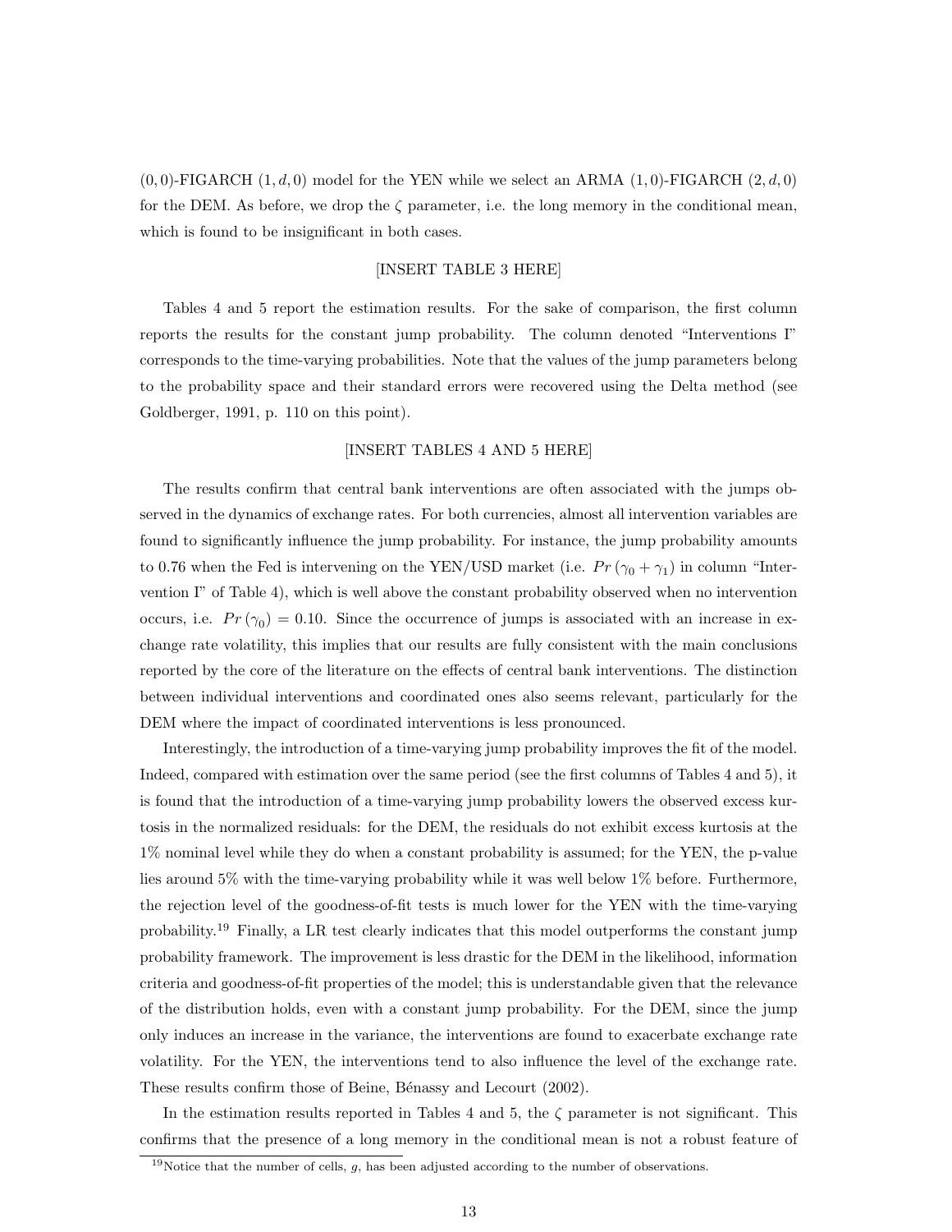$(0,0)$-FIGARCH $(1,d,0)$ model for the YEN while we select an ARMA $(1,0)$-FIGARCH $(2,d,0)$ for the DEM. As before, we drop the $\zeta$ parameter, i.e. the long memory in the conditional mean, which is found to be insignificant in both cases.

[INSERT TABLE 3 HERE]

Tables 4 and 5 report the estimation results. For the sake of comparison, the first column reports the results for the constant jump probability. The column denoted "Interventions I" corresponds to the time-varying probabilities. Note that the values of the jump parameters belong to the probability space and their standard errors were recovered using the Delta method (see Goldberger, 1991, p. 110 on this point).

[INSERT TABLES 4 AND 5 HERE]

The results confirm that central bank interventions are often associated with the jumps observed in the dynamics of exchange rates. For both currencies, almost all intervention variables are found to significantly influence the jump probability. For instance, the jump probability amounts to 0.76 when the Fed is intervening on the YEN/USD market (i.e. $Pr(\gamma_0 + \gamma_1)$ in column "Intervention I" of Table 4), which is well above the constant probability observed when no intervention occurs, i.e. $Pr(\gamma_0) = 0.10$. Since the occurrence of jumps is associated with an increase in exchange rate volatility, this implies that our results are fully consistent with the main conclusions reported by the core of the literature on the effects of central bank interventions. The distinction between individual interventions and coordinated ones also seems relevant, particularly for the DEM where the impact of coordinated interventions is less pronounced.

Interestingly, the introduction of a time-varying jump probability improves the fit of the model. Indeed, compared with estimation over the same period (see the first columns of Tables 4 and 5), it is found that the introduction of a time-varying jump probability lowers the observed excess kurtosis in the normalized residuals: for the DEM, the residuals do not exhibit excess kurtosis at the 1% nominal level while they do when a constant probability is assumed; for the YEN, the p-value lies around 5% with the time-varying probability while it was well below 1% before. Furthermore, the rejection level of the goodness-of-fit tests is much lower for the YEN with the time-varying probability.[19] Finally, a LR test clearly indicates that this model outperforms the constant jump probability framework. The improvement is less drastic for the DEM in the likelihood, information criteria and goodness-of-fit properties of the model; this is understandable given that the relevance of the distribution holds, even with a constant jump probability. For the DEM, since the jump only induces an increase in the variance, the interventions are found to exacerbate exchange rate volatility. For the YEN, the interventions tend to also influence the level of the exchange rate. These results confirm those of Beine, Bénassy and Lecourt (2002).

In the estimation results reported in Tables 4 and 5, the $\zeta$ parameter is not significant. This confirms that the presence of a long memory in the conditional mean is not a robust feature of

[19] Notice that the number of cells, $g$, has been adjusted according to the number of observations.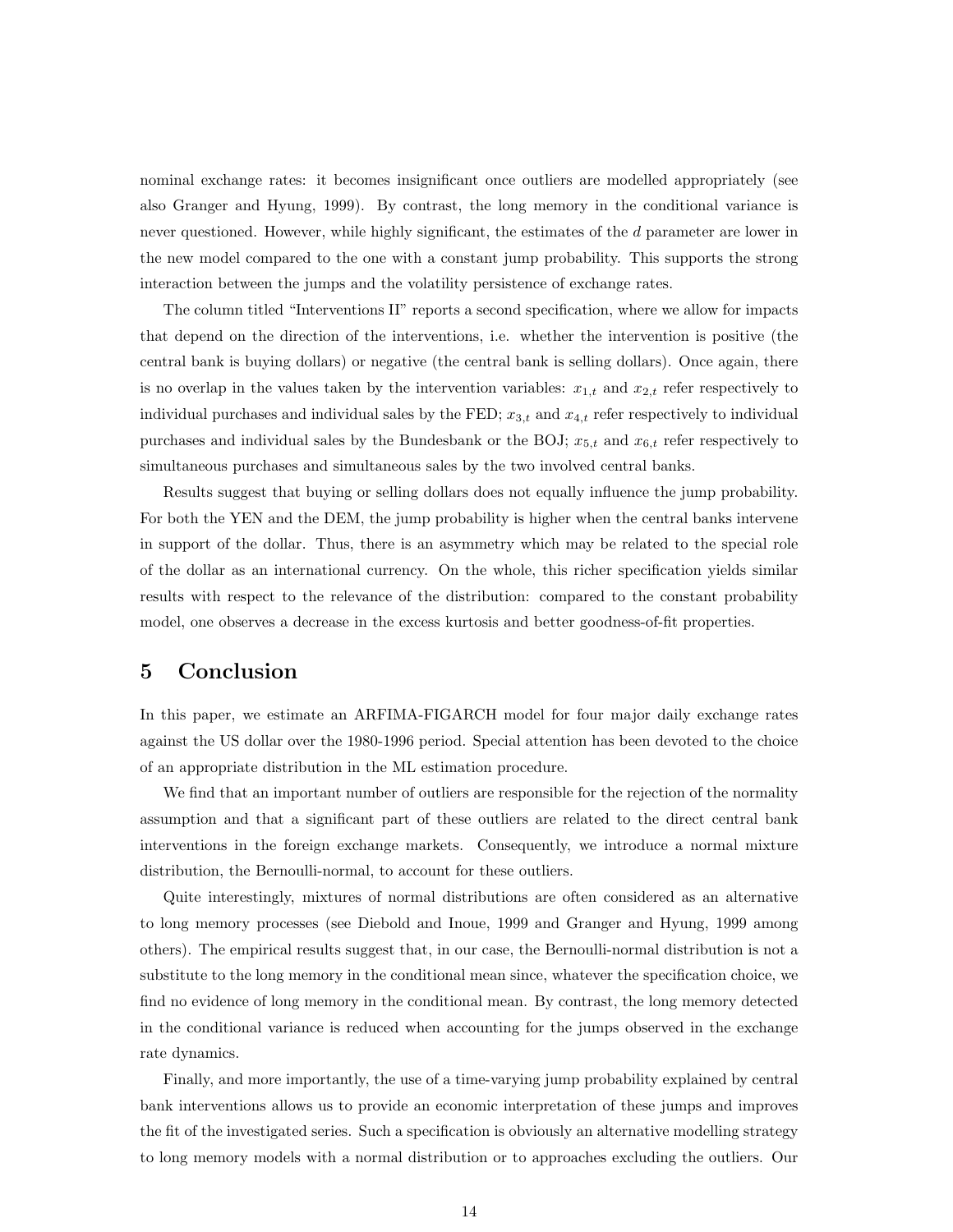nominal exchange rates: it becomes insignificant once outliers are modelled appropriately (see also Granger and Hyung, 1999). By contrast, the long memory in the conditional variance is never questioned. However, while highly significant, the estimates of the $d$ parameter are lower in the new model compared to the one with a constant jump probability. This supports the strong interaction between the jumps and the volatility persistence of exchange rates.

The column titled "Interventions II" reports a second specification, where we allow for impacts that depend on the direction of the interventions, i.e. whether the intervention is positive (the central bank is buying dollars) or negative (the central bank is selling dollars). Once again, there is no overlap in the values taken by the intervention variables: $x_{1,t}$ and $x_{2,t}$ refer respectively to individual purchases and individual sales by the FED; $x_{3,t}$ and $x_{4,t}$ refer respectively to individual purchases and individual sales by the Bundesbank or the BOJ; $x_{5,t}$ and $x_{6,t}$ refer respectively to simultaneous purchases and simultaneous sales by the two involved central banks.

Results suggest that buying or selling dollars does not equally influence the jump probability. For both the YEN and the DEM, the jump probability is higher when the central banks intervene in support of the dollar. Thus, there is an asymmetry which may be related to the special role of the dollar as an international currency. On the whole, this richer specification yields similar results with respect to the relevance of the distribution: compared to the constant probability model, one observes a decrease in the excess kurtosis and better goodness-of-fit properties.

# 5 Conclusion

In this paper, we estimate an ARFIMA-FIGARCH model for four major daily exchange rates against the US dollar over the 1980-1996 period. Special attention has been devoted to the choice of an appropriate distribution in the ML estimation procedure.

We find that an important number of outliers are responsible for the rejection of the normality assumption and that a significant part of these outliers are related to the direct central bank interventions in the foreign exchange markets. Consequently, we introduce a normal mixture distribution, the Bernoulli-normal, to account for these outliers.

Quite interestingly, mixtures of normal distributions are often considered as an alternative to long memory processes (see Diebold and Inoue, 1999 and Granger and Hyung, 1999 among others). The empirical results suggest that, in our case, the Bernoulli-normal distribution is not a substitute to the long memory in the conditional mean since, whatever the specification choice, we find no evidence of long memory in the conditional mean. By contrast, the long memory detected in the conditional variance is reduced when accounting for the jumps observed in the exchange rate dynamics.

Finally, and more importantly, the use of a time-varying jump probability explained by central bank interventions allows us to provide an economic interpretation of these jumps and improves the fit of the investigated series. Such a specification is obviously an alternative modelling strategy to long memory models with a normal distribution or to approaches excluding the outliers. Our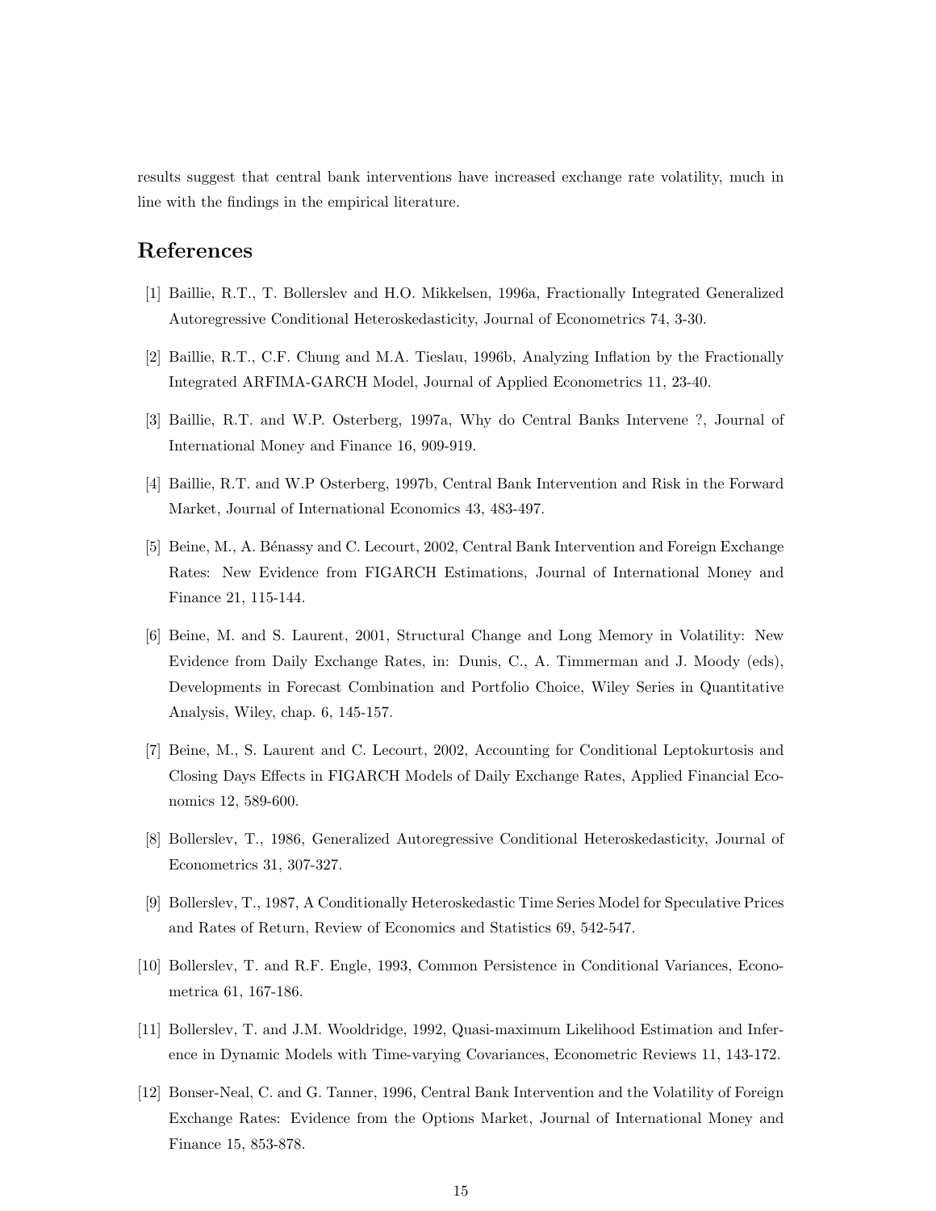results suggest that central bank interventions have increased exchange rate volatility, much in line with the findings in the empirical literature.

# References

[1] Baillie, R.T., T. Bollerslev and H.O. Mikkelsen, 1996a, Fractionally Integrated Generalized Autoregressive Conditional Heteroskedasticity, Journal of Econometrics 74, 3-30.

[2] Baillie, R.T., C.F. Chung and M.A. Tieslau, 1996b, Analyzing Inflation by the Fractionally Integrated ARFIMA-GARCH Model, Journal of Applied Econometrics 11, 23-40.

[3] Baillie, R.T. and W.P. Osterberg, 1997a, Why do Central Banks Intervene ?, Journal of International Money and Finance 16, 909-919.

[4] Baillie, R.T. and W.P Osterberg, 1997b, Central Bank Intervention and Risk in the Forward Market, Journal of International Economics 43, 483-497.

[5] Beine, M., A. Bénassy and C. Lecourt, 2002, Central Bank Intervention and Foreign Exchange Rates: New Evidence from FIGARCH Estimations, Journal of International Money and Finance 21, 115-144.

[6] Beine, M. and S. Laurent, 2001, Structural Change and Long Memory in Volatility: New Evidence from Daily Exchange Rates, in: Dunis, C., A. Timmerman and J. Moody (eds), Developments in Forecast Combination and Portfolio Choice, Wiley Series in Quantitative Analysis, Wiley, chap. 6, 145-157.

[7] Beine, M., S. Laurent and C. Lecourt, 2002, Accounting for Conditional Leptokurtosis and Closing Days Effects in FIGARCH Models of Daily Exchange Rates, Applied Financial Economics 12, 589-600.

[8] Bollerslev, T., 1986, Generalized Autoregressive Conditional Heteroskedasticity, Journal of Econometrics 31, 307-327.

[9] Bollerslev, T., 1987, A Conditionally Heteroskedastic Time Series Model for Speculative Prices and Rates of Return, Review of Economics and Statistics 69, 542-547.

[10] Bollerslev, T. and R.F. Engle, 1993, Common Persistence in Conditional Variances, Econometrica 61, 167-186.

[11] Bollerslev, T. and J.M. Wooldridge, 1992, Quasi-maximum Likelihood Estimation and Inference in Dynamic Models with Time-varying Covariances, Econometric Reviews 11, 143-172.

[12] Bonser-Neal, C. and G. Tanner, 1996, Central Bank Intervention and the Volatility of Foreign Exchange Rates: Evidence from the Options Market, Journal of International Money and Finance 15, 853-878.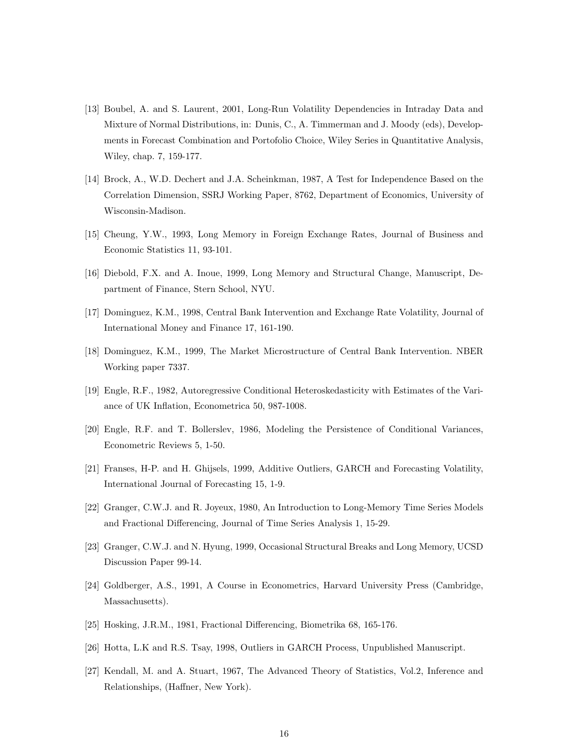[13] Boubel, A. and S. Laurent, 2001, Long-Run Volatility Dependencies in Intraday Data and Mixture of Normal Distributions, in: Dunis, C., A. Timmerman and J. Moody (eds), Developments in Forecast Combination and Portofolio Choice, Wiley Series in Quantitative Analysis, Wiley, chap. 7, 159-177.

[14] Brock, A., W.D. Dechert and J.A. Scheinkman, 1987, A Test for Independence Based on the Correlation Dimension, SSRJ Working Paper, 8762, Department of Economics, University of Wisconsin-Madison.

[15] Cheung, Y.W., 1993, Long Memory in Foreign Exchange Rates, Journal of Business and Economic Statistics 11, 93-101.

[16] Diebold, F.X. and A. Inoue, 1999, Long Memory and Structural Change, Manuscript, Department of Finance, Stern School, NYU.

[17] Dominguez, K.M., 1998, Central Bank Intervention and Exchange Rate Volatility, Journal of International Money and Finance 17, 161-190.

[18] Dominguez, K.M., 1999, The Market Microstructure of Central Bank Intervention. NBER Working paper 7337.

[19] Engle, R.F., 1982, Autoregressive Conditional Heteroskedasticity with Estimates of the Variance of UK Inflation, Econometrica 50, 987-1008.

[20] Engle, R.F. and T. Bollerslev, 1986, Modeling the Persistence of Conditional Variances, Econometric Reviews 5, 1-50.

[21] Franses, H-P. and H. Ghijsels, 1999, Additive Outliers, GARCH and Forecasting Volatility, International Journal of Forecasting 15, 1-9.

[22] Granger, C.W.J. and R. Joyeux, 1980, An Introduction to Long-Memory Time Series Models and Fractional Differencing, Journal of Time Series Analysis 1, 15-29.

[23] Granger, C.W.J. and N. Hyung, 1999, Occasional Structural Breaks and Long Memory, UCSD Discussion Paper 99-14.

[24] Goldberger, A.S., 1991, A Course in Econometrics, Harvard University Press (Cambridge, Massachusetts).

[25] Hosking, J.R.M., 1981, Fractional Differencing, Biometrika 68, 165-176.

[26] Hotta, L.K and R.S. Tsay, 1998, Outliers in GARCH Process, Unpublished Manuscript.

[27] Kendall, M. and A. Stuart, 1967, The Advanced Theory of Statistics, Vol.2, Inference and Relationships, (Haffner, New York).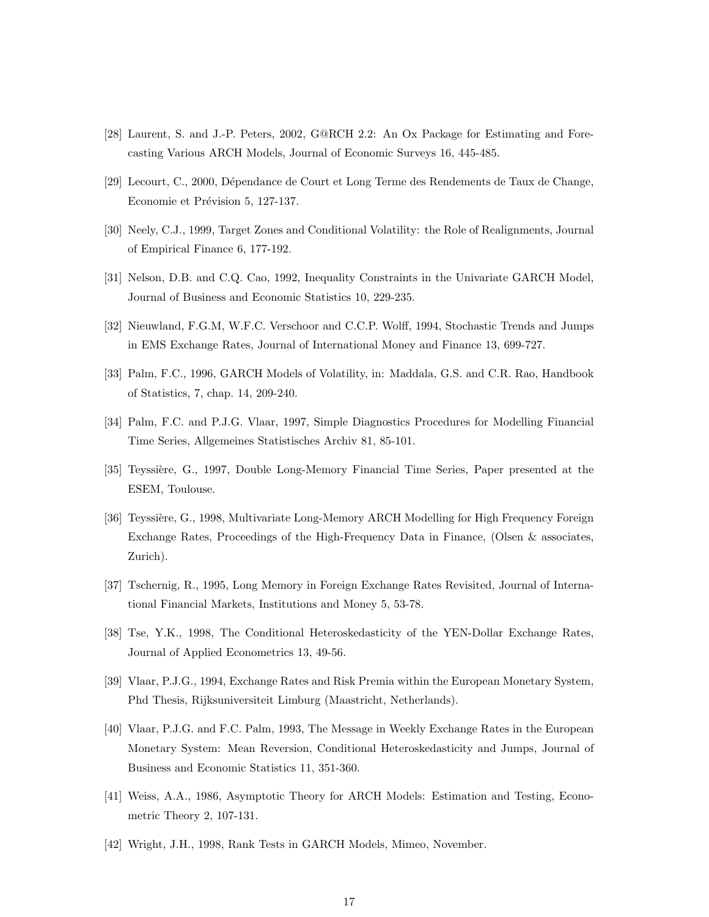[28] Laurent, S. and J.-P. Peters, 2002, G@RCH 2.2: An Ox Package for Estimating and Forecasting Various ARCH Models, Journal of Economic Surveys 16, 445-485.

[29] Lecourt, C., 2000, Dépendance de Court et Long Terme des Rendements de Taux de Change, Economie et Prévision 5, 127-137.

[30] Neely, C.J., 1999, Target Zones and Conditional Volatility: the Role of Realignments, Journal of Empirical Finance 6, 177-192.

[31] Nelson, D.B. and C.Q. Cao, 1992, Inequality Constraints in the Univariate GARCH Model, Journal of Business and Economic Statistics 10, 229-235.

[32] Nieuwland, F.G.M, W.F.C. Verschoor and C.C.P. Wolff, 1994, Stochastic Trends and Jumps in EMS Exchange Rates, Journal of International Money and Finance 13, 699-727.

[33] Palm, F.C., 1996, GARCH Models of Volatility, in: Maddala, G.S. and C.R. Rao, Handbook of Statistics, 7, chap. 14, 209-240.

[34] Palm, F.C. and P.J.G. Vlaar, 1997, Simple Diagnostics Procedures for Modelling Financial Time Series, Allgemeines Statistisches Archiv 81, 85-101.

[35] Teyssière, G., 1997, Double Long-Memory Financial Time Series, Paper presented at the ESEM, Toulouse.

[36] Teyssière, G., 1998, Multivariate Long-Memory ARCH Modelling for High Frequency Foreign Exchange Rates, Proceedings of the High-Frequency Data in Finance, (Olsen & associates, Zurich).

[37] Tschernig, R., 1995, Long Memory in Foreign Exchange Rates Revisited, Journal of International Financial Markets, Institutions and Money 5, 53-78.

[38] Tse, Y.K., 1998, The Conditional Heteroskedasticity of the YEN-Dollar Exchange Rates, Journal of Applied Econometrics 13, 49-56.

[39] Vlaar, P.J.G., 1994, Exchange Rates and Risk Premia within the European Monetary System, Phd Thesis, Rijksuniversiteit Limburg (Maastricht, Netherlands).

[40] Vlaar, P.J.G. and F.C. Palm, 1993, The Message in Weekly Exchange Rates in the European Monetary System: Mean Reversion, Conditional Heteroskedasticity and Jumps, Journal of Business and Economic Statistics 11, 351-360.

[41] Weiss, A.A., 1986, Asymptotic Theory for ARCH Models: Estimation and Testing, Econometric Theory 2, 107-131.

[42] Wright, J.H., 1998, Rank Tests in GARCH Models, Mimeo, November.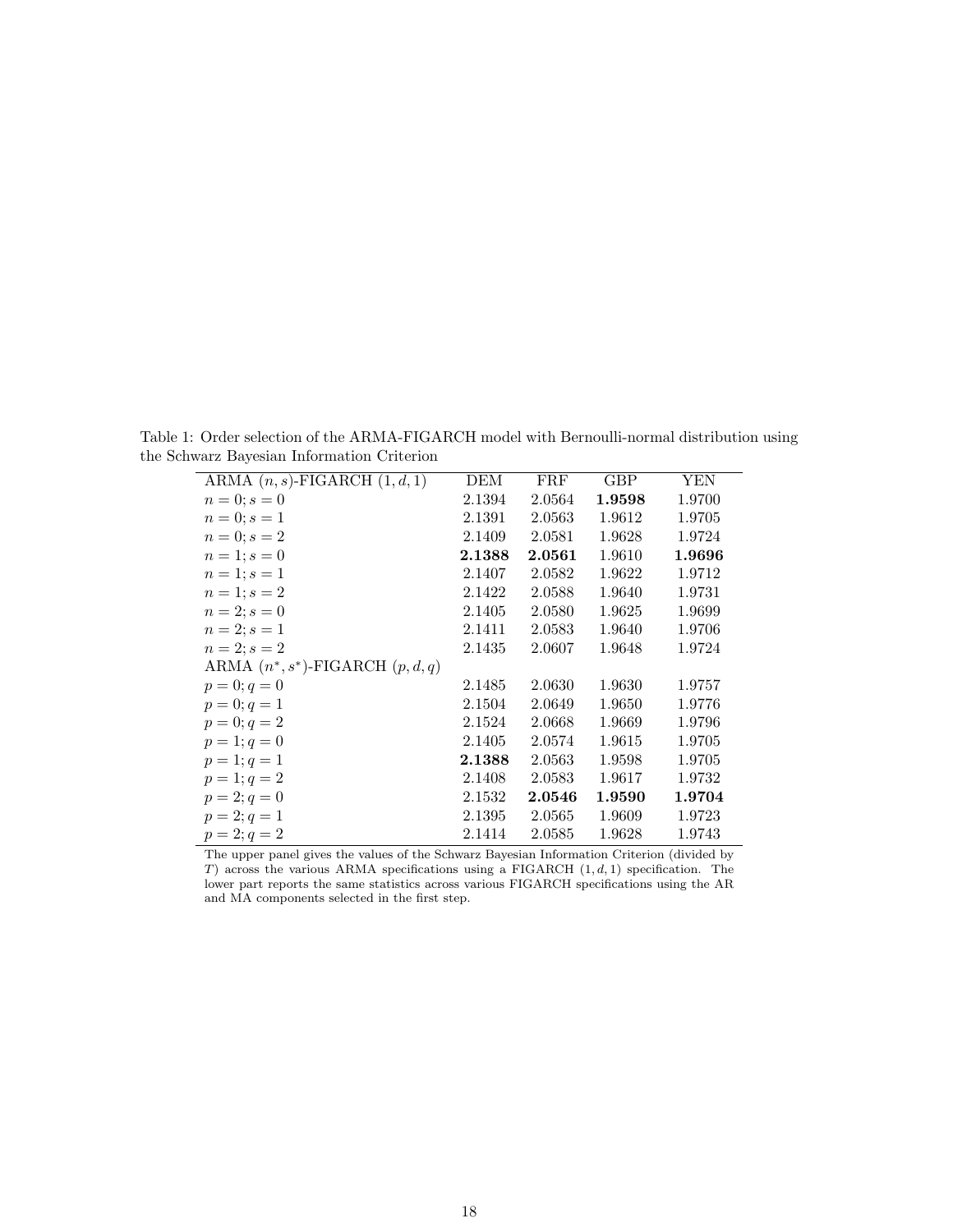Table 1: Order selection of the ARMA-FIGARCH model with Bernoulli-normal distribution using the Schwarz Bayesian Information Criterion

| ARMA $(n, s)$-FIGARCH $(1, d, 1)$ | DEM | FRF | GBP | YEN |
|---|---|---|---|---|
| $n = 0; s = 0$ | 2.1394 | 2.0564 | **1.9598** | 1.9700 |
| $n = 0; s = 1$ | 2.1391 | 2.0563 | 1.9612 | 1.9705 |
| $n = 0; s = 2$ | 2.1409 | 2.0581 | 1.9628 | 1.9724 |
| $n = 1; s = 0$ | **2.1388** | **2.0561** | 1.9610 | **1.9696** |
| $n = 1; s = 1$ | 2.1407 | 2.0582 | 1.9622 | 1.9712 |
| $n = 1; s = 2$ | 2.1422 | 2.0588 | 1.9640 | 1.9731 |
| $n = 2; s = 0$ | 2.1405 | 2.0580 | 1.9625 | 1.9699 |
| $n = 2; s = 1$ | 2.1411 | 2.0583 | 1.9640 | 1.9706 |
| $n = 2; s = 2$ | 2.1435 | 2.0607 | 1.9648 | 1.9724 |
| ARMA $(n^{*}, s^{*})$-FIGARCH $(p, d, q)$ | | | | |
| $p = 0; q = 0$ | 2.1485 | 2.0630 | 1.9630 | 1.9757 |
| $p = 0; q = 1$ | 2.1504 | 2.0649 | 1.9650 | 1.9776 |
| $p = 0; q = 2$ | 2.1524 | 2.0668 | 1.9669 | 1.9796 |
| $p = 1; q = 0$ | 2.1405 | 2.0574 | 1.9615 | 1.9705 |
| $p = 1; q = 1$ | **2.1388** | 2.0563 | 1.9598 | 1.9705 |
| $p = 1; q = 2$ | 2.1408 | 2.0583 | 1.9617 | 1.9732 |
| $p = 2; q = 0$ | 2.1532 | **2.0546** | **1.9590** | **1.9704** |
| $p = 2; q = 1$ | 2.1395 | 2.0565 | 1.9609 | 1.9723 |
| $p = 2; q = 2$ | 2.1414 | 2.0585 | 1.9628 | 1.9743 |

The upper panel gives the values of the Schwarz Bayesian Information Criterion (divided by $T$) across the various ARMA specifications using a FIGARCH $(1, d, 1)$ specification. The lower part reports the same statistics across various FIGARCH specifications using the AR and MA components selected in the first step.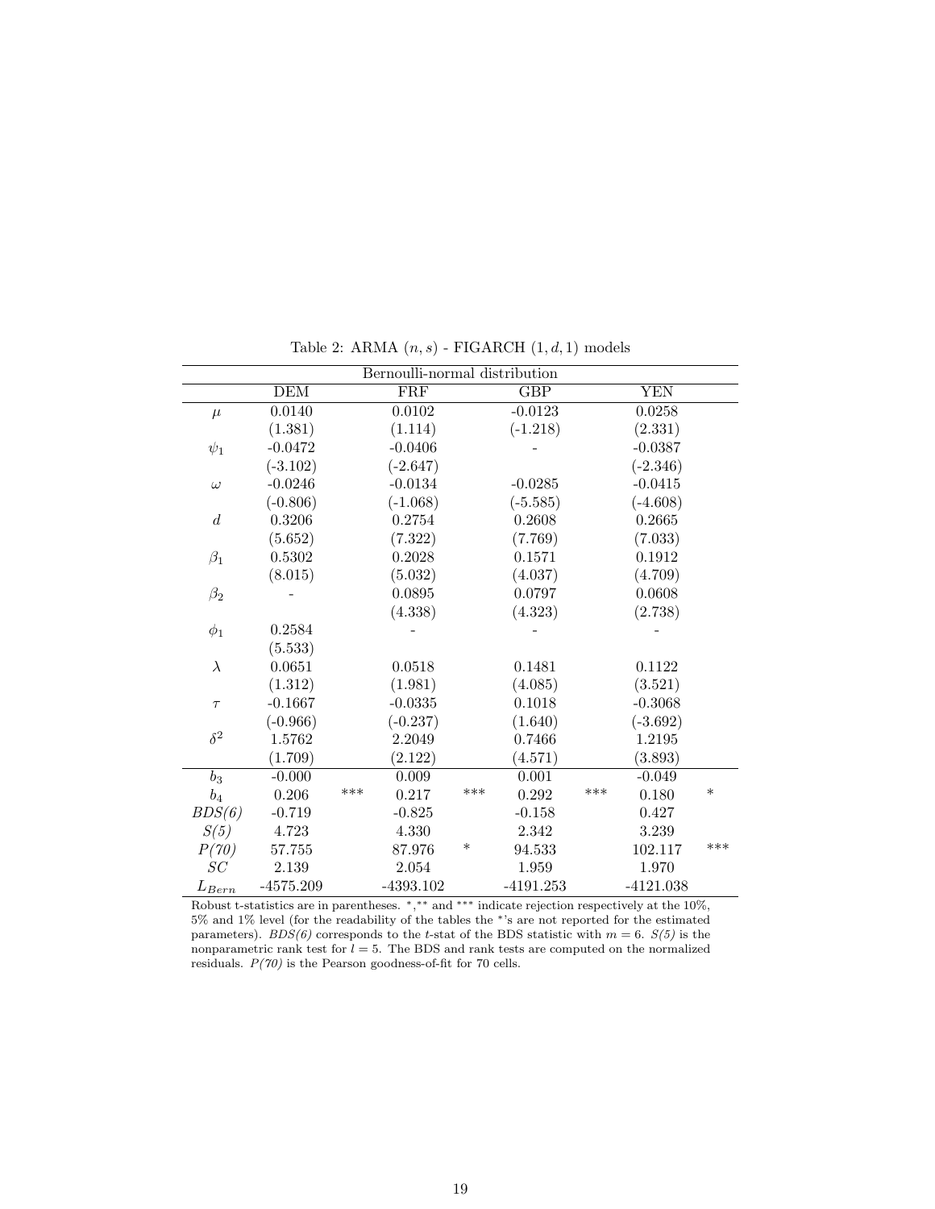Table 2: ARMA $(n, s)$ - FIGARCH $(1, d, 1)$ models

| | Bernoulli-normal distribution | | | | | | | |
|---|---|---|---|---|---|---|---|---|
| | DEM | | FRF | | GBP | | YEN | |
| $\mu$ | 0.0140 | | 0.0102 | | -0.0123 | | 0.0258 | |
| | (1.381) | | (1.114) | | (-1.218) | | (2.331) | |
| $\psi_1$ | -0.0472 | | -0.0406 | | - | | -0.0387 | |
| | (-3.102) | | (-2.647) | | | | (-2.346) | |
| $\omega$ | -0.0246 | | -0.0134 | | -0.0285 | | -0.0415 | |
| | (-0.806) | | (-1.068) | | (-5.585) | | (-4.608) | |
| $d$ | 0.3206 | | 0.2754 | | 0.2608 | | 0.2665 | |
| | (5.652) | | (7.322) | | (7.769) | | (7.033) | |
| $\beta_1$ | 0.5302 | | 0.2028 | | 0.1571 | | 0.1912 | |
| | (8.015) | | (5.032) | | (4.037) | | (4.709) | |
| $\beta_2$ | - | | 0.0895 | | 0.0797 | | 0.0608 | |
| | | | (4.338) | | (4.323) | | (2.738) | |
| $\phi_1$ | 0.2584 | | - | | - | | - | |
| | (5.533) | | | | | | | |
| $\lambda$ | 0.0651 | | 0.0518 | | 0.1481 | | 0.1122 | |
| | (1.312) | | (1.981) | | (4.085) | | (3.521) | |
| $\tau$ | -0.1667 | | -0.0335 | | 0.1018 | | -0.3068 | |
| | (-0.966) | | (-0.237) | | (1.640) | | (-3.692) | |
| $\delta^2$ | 1.5762 | | 2.2049 | | 0.7466 | | 1.2195 | |
| | (1.709) | | (2.122) | | (4.571) | | (3.893) | |
| $b_3$ | -0.000 | | 0.009 | | 0.001 | | -0.049 | |
| $b_4$ | 0.206 | *** | 0.217 | *** | 0.292 | *** | 0.180 | * |
| *BDS(6)* | -0.719 | | -0.825 | | -0.158 | | 0.427 | |
| *S(5)* | 4.723 | | 4.330 | | 2.342 | | 3.239 | |
| *P(70)* | 57.755 | | 87.976 | * | 94.533 | | 102.117 | *** |
| *SC* | 2.139 | | 2.054 | | 1.959 | | 1.970 | |
| $L_{Bern}$ | -4575.209 | | -4393.102 | | -4191.253 | | -4121.038 | |

Robust t-statistics are in parentheses. *,** and *** indicate rejection respectively at the 10%, 5% and 1% level (for the readability of the tables the *'s are not reported for the estimated parameters). *BDS(6)* corresponds to the $t$-stat of the BDS statistic with $m = 6$. *S(5)* is the nonparametric rank test for $l = 5$. The BDS and rank tests are computed on the normalized residuals. *P(70)* is the Pearson goodness-of-fit for 70 cells.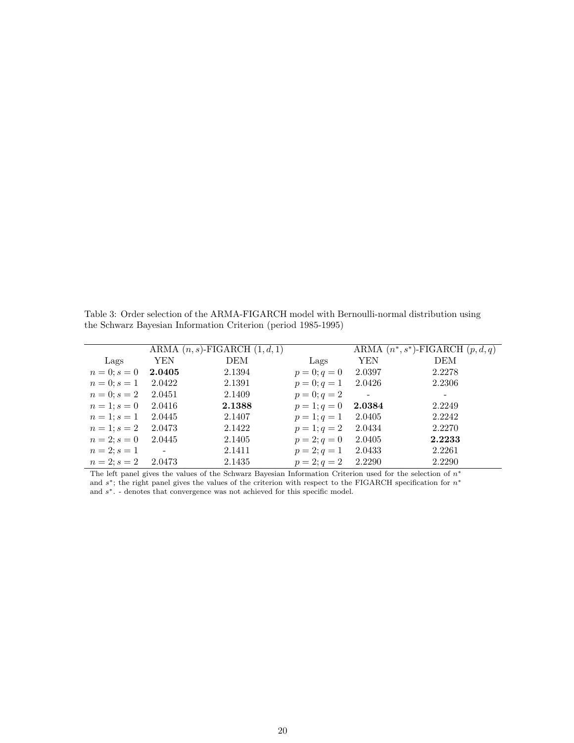Table 3: Order selection of the ARMA-FIGARCH model with Bernoulli-normal distribution using the Schwarz Bayesian Information Criterion (period 1985-1995)

| | ARMA $(n, s)$-FIGARCH $(1, d, 1)$ | | | ARMA $(n^{*}, s^{*})$-FIGARCH $(p, d, q)$ | |
|---|---|---|---|---|---|
| Lags | YEN | DEM | Lags | YEN | DEM |
| $n = 0; s = 0$ | **2.0405** | 2.1394 | $p = 0; q = 0$ | 2.0397 | 2.2278 |
| $n = 0; s = 1$ | 2.0422 | 2.1391 | $p = 0; q = 1$ | 2.0426 | 2.2306 |
| $n = 0; s = 2$ | 2.0451 | 2.1409 | $p = 0; q = 2$ | - | - |
| $n = 1; s = 0$ | 2.0416 | **2.1388** | $p = 1; q = 0$ | **2.0384** | 2.2249 |
| $n = 1; s = 1$ | 2.0445 | 2.1407 | $p = 1; q = 1$ | 2.0405 | 2.2242 |
| $n = 1; s = 2$ | 2.0473 | 2.1422 | $p = 1; q = 2$ | 2.0434 | 2.2270 |
| $n = 2; s = 0$ | 2.0445 | 2.1405 | $p = 2; q = 0$ | 2.0405 | **2.2233** |
| $n = 2; s = 1$ | - | 2.1411 | $p = 2; q = 1$ | 2.0433 | 2.2261 |
| $n = 2; s = 2$ | 2.0473 | 2.1435 | $p = 2; q = 2$ | 2.2290 | 2.2290 |

The left panel gives the values of the Schwarz Bayesian Information Criterion used for the selection of $n^{*}$ and $s^{*}$; the right panel gives the values of the criterion with respect to the FIGARCH specification for $n^{*}$ and $s^{*}$. - denotes that convergence was not achieved for this specific model.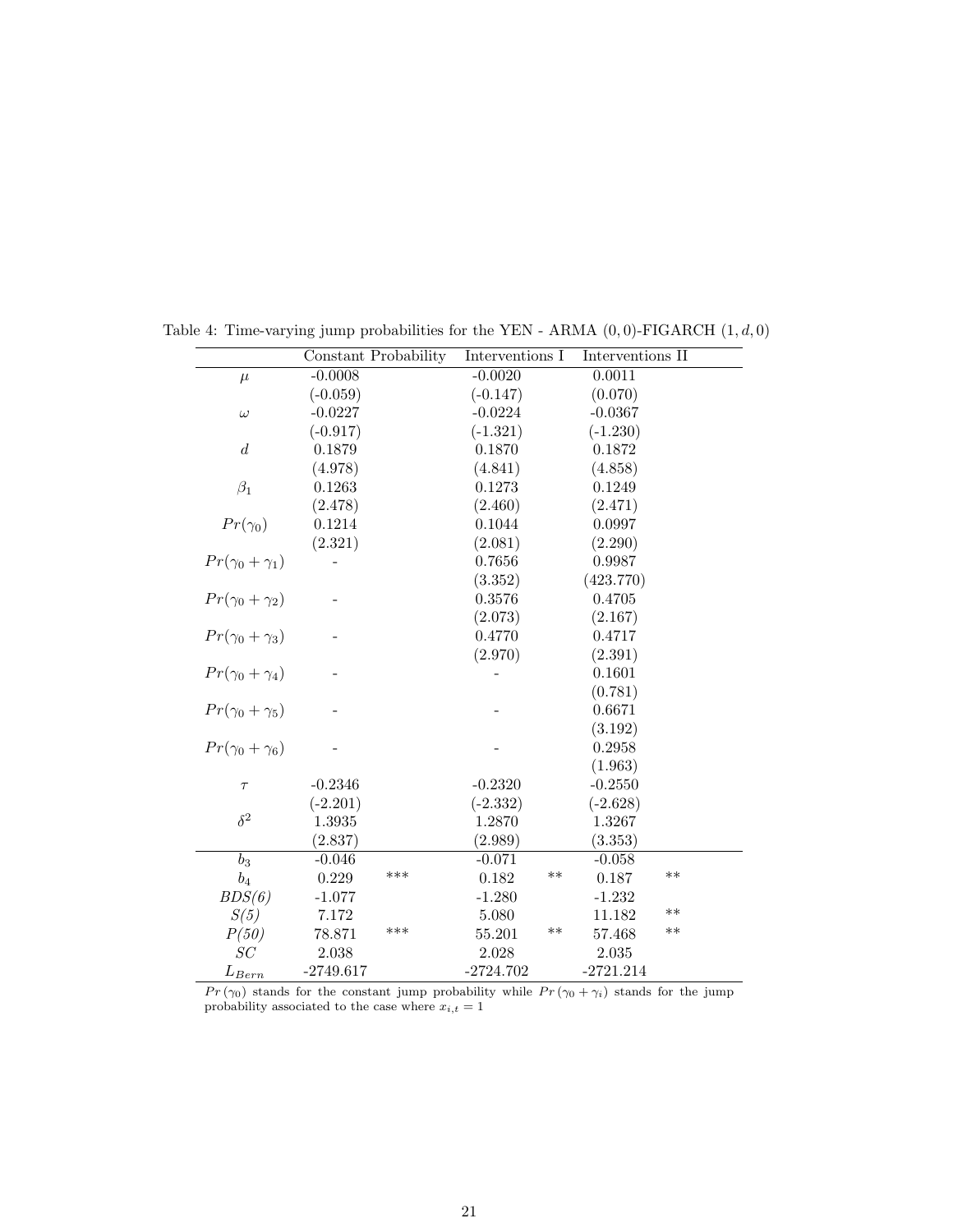Table 4: Time-varying jump probabilities for the YEN - ARMA $(0,0)$-FIGARCH $(1,d,0)$

| | Constant Probability | | Interventions I | | Interventions II | |
|---|---|---|---|---|---|---|
| $\mu$ | -0.0008 | | -0.0020 | | 0.0011 | |
| | (-0.059) | | (-0.147) | | (0.070) | |
| $\omega$ | -0.0227 | | -0.0224 | | -0.0367 | |
| | (-0.917) | | (-1.321) | | (-1.230) | |
| $d$ | 0.1879 | | 0.1870 | | 0.1872 | |
| | (4.978) | | (4.841) | | (4.858) | |
| $\beta_1$ | 0.1263 | | 0.1273 | | 0.1249 | |
| | (2.478) | | (2.460) | | (2.471) | |
| $Pr(\gamma_0)$ | 0.1214 | | 0.1044 | | 0.0997 | |
| | (2.321) | | (2.081) | | (2.290) | |
| $Pr(\gamma_0+\gamma_1)$ | - | | 0.7656 | | 0.9987 | |
| | | | (3.352) | | (423.770) | |
| $Pr(\gamma_0+\gamma_2)$ | - | | 0.3576 | | 0.4705 | |
| | | | (2.073) | | (2.167) | |
| $Pr(\gamma_0+\gamma_3)$ | - | | 0.4770 | | 0.4717 | |
| | | | (2.970) | | (2.391) | |
| $Pr(\gamma_0+\gamma_4)$ | - | | - | | 0.1601 | |
| | | | | | (0.781) | |
| $Pr(\gamma_0+\gamma_5)$ | - | | - | | 0.6671 | |
| | | | | | (3.192) | |
| $Pr(\gamma_0+\gamma_6)$ | - | | - | | 0.2958 | |
| | | | | | (1.963) | |
| $\tau$ | -0.2346 | | -0.2320 | | -0.2550 | |
| | (-2.201) | | (-2.332) | | (-2.628) | |
| $\delta^2$ | 1.3935 | | 1.2870 | | 1.3267 | |
| | (2.837) | | (2.989) | | (3.353) | |
| $b_3$ | -0.046 | | -0.071 | | -0.058 | |
| $b_4$ | 0.229 | *** | 0.182 | ** | 0.187 | ** |
| *BDS(6)* | -1.077 | | -1.280 | | -1.232 | |
| *S(5)* | 7.172 | | 5.080 | | 11.182 | ** |
| *P(50)* | 78.871 | *** | 55.201 | ** | 57.468 | ** |
| $SC$ | 2.038 | | 2.028 | | 2.035 | |
| $L_{Bern}$ | -2749.617 | | -2724.702 | | -2721.214 | |

$Pr(\gamma_0)$ stands for the constant jump probability while $Pr(\gamma_0+\gamma_i)$ stands for the jump probability associated to the case where $x_{i,t}=1$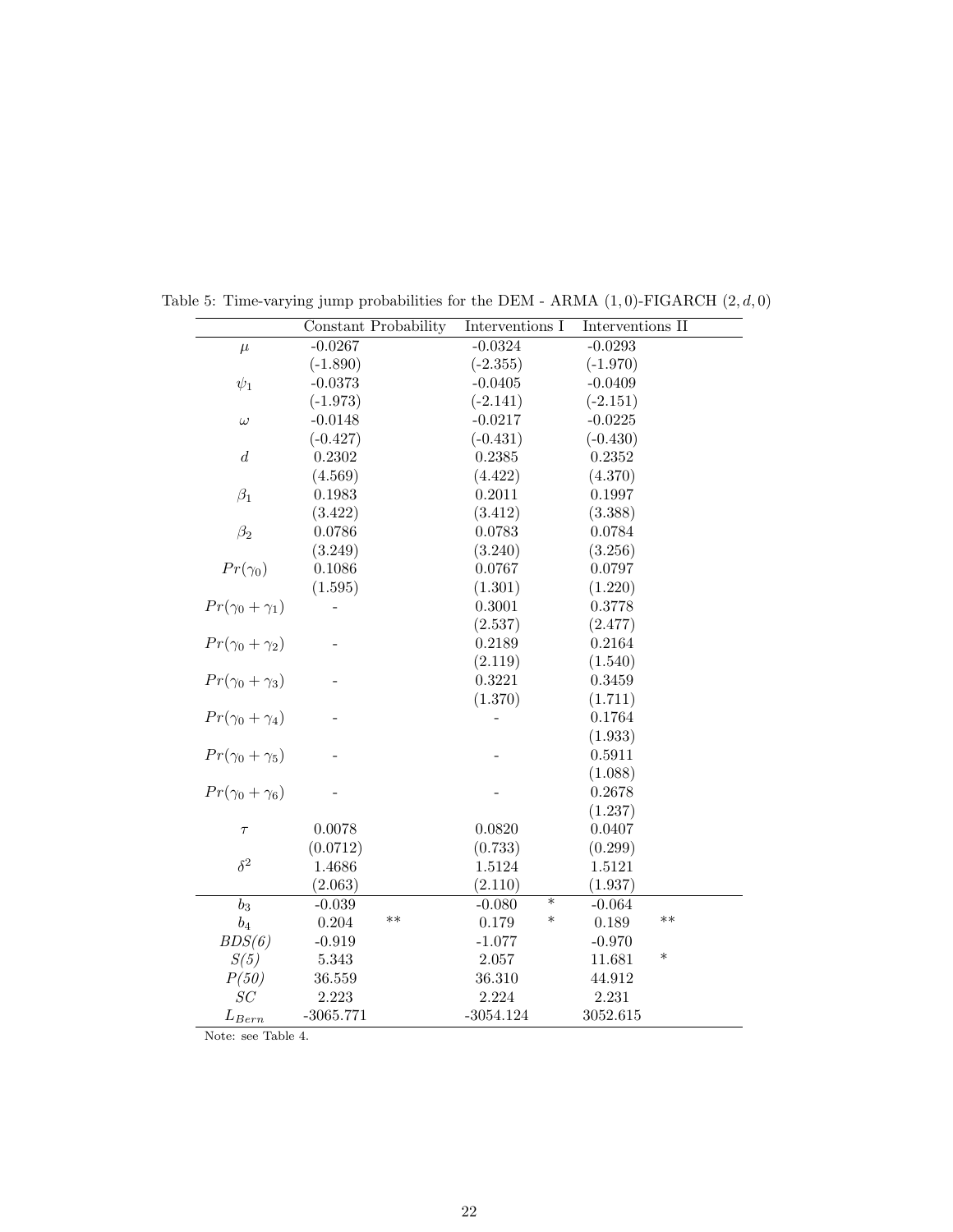Table 5: Time-varying jump probabilities for the DEM - ARMA $(1,0)$-FIGARCH $(2,d,0)$

| | Constant Probability | | Interventions I | | Interventions II | |
|---|---|---|---|---|---|---|
| $\mu$ | -0.0267 | | -0.0324 | | -0.0293 | |
| | (-1.890) | | (-2.355) | | (-1.970) | |
| $\psi_1$ | -0.0373 | | -0.0405 | | -0.0409 | |
| | (-1.973) | | (-2.141) | | (-2.151) | |
| $\omega$ | -0.0148 | | -0.0217 | | -0.0225 | |
| | (-0.427) | | (-0.431) | | (-0.430) | |
| $d$ | 0.2302 | | 0.2385 | | 0.2352 | |
| | (4.569) | | (4.422) | | (4.370) | |
| $\beta_1$ | 0.1983 | | 0.2011 | | 0.1997 | |
| | (3.422) | | (3.412) | | (3.388) | |
| $\beta_2$ | 0.0786 | | 0.0783 | | 0.0784 | |
| | (3.249) | | (3.240) | | (3.256) | |
| $Pr(\gamma_0)$ | 0.1086 | | 0.0767 | | 0.0797 | |
| | (1.595) | | (1.301) | | (1.220) | |
| $Pr(\gamma_0+\gamma_1)$ | - | | 0.3001 | | 0.3778 | |
| | | | (2.537) | | (2.477) | |
| $Pr(\gamma_0+\gamma_2)$ | - | | 0.2189 | | 0.2164 | |
| | | | (2.119) | | (1.540) | |
| $Pr(\gamma_0+\gamma_3)$ | - | | 0.3221 | | 0.3459 | |
| | | | (1.370) | | (1.711) | |
| $Pr(\gamma_0+\gamma_4)$ | - | | - | | 0.1764 | |
| | | | | | (1.933) | |
| $Pr(\gamma_0+\gamma_5)$ | - | | - | | 0.5911 | |
| | | | | | (1.088) | |
| $Pr(\gamma_0+\gamma_6)$ | - | | - | | 0.2678 | |
| | | | | | (1.237) | |
| $\tau$ | 0.0078 | | 0.0820 | | 0.0407 | |
| | (0.0712) | | (0.733) | | (0.299) | |
| $\delta^2$ | 1.4686 | | 1.5124 | | 1.5121 | |
| | (2.063) | | (2.110) | | (1.937) | |
| $b_3$ | -0.039 | | -0.080 | * | -0.064 | |
| $b_4$ | 0.204 | ** | 0.179 | * | 0.189 | ** |
| *BDS(6)* | -0.919 | | -1.077 | | -0.970 | |
| *S(5)* | 5.343 | | 2.057 | | 11.681 | * |
| *P(50)* | 36.559 | | 36.310 | | 44.912 | |
| $SC$ | 2.223 | | 2.224 | | 2.231 | |
| $L_{Bern}$ | -3065.771 | | -3054.124 | | 3052.615 | |

Note: see Table 4.